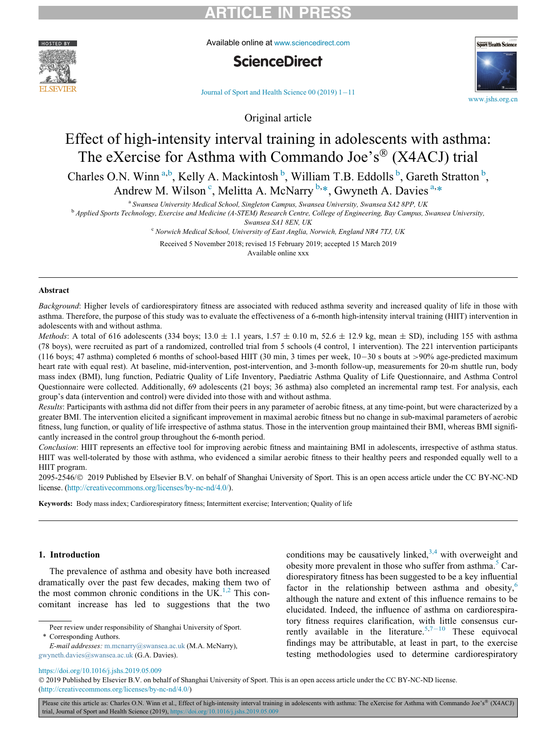Original article

# Effect of high-intensity interval training in adolescents with asthma: The eXercise for Asthma with Commando Joe's® (X4ACJ) trial

Charles O.N. Winn [a,b], Kelly A. Mackintosh [b], William T.B. Eddolls [b], Gareth Stratton [b], Andrew M. Wilson [c], Melitta A. McNarry [b,*], Gwyneth A. Davies [a,*]

[a] Swansea University Medical School, Singleton Campus, Swansea University, Swansea SA2 8PP, UK

[b] Applied Sports Technology, Exercise and Medicine (A-STEM) Research Centre, College of Engineering, Bay Campus, Swansea University, Swansea SA1 8EN, UK

[c] Norwich Medical School, University of East Anglia, Norwich, England NR4 7TJ, UK

Received 5 November 2018; revised 15 February 2019; accepted 15 March 2019

Available online xxx

## Abstract

*Background*: Higher levels of cardiorespiratory fitness are associated with reduced asthma severity and increased quality of life in those with asthma. Therefore, the purpose of this study was to evaluate the effectiveness of a 6-month high-intensity interval training (HIIT) intervention in adolescents with and without asthma.

*Methods*: A total of 616 adolescents (334 boys; 13.0 ± 1.1 years, 1.57 ± 0.10 m, 52.6 ± 12.9 kg, mean ± SD), including 155 with asthma (78 boys), were recruited as part of a randomized, controlled trial from 5 schools (4 control, 1 intervention). The 221 intervention participants (116 boys; 47 asthma) completed 6 months of school-based HIIT (30 min, 3 times per week, 10−30 s bouts at >90% age-predicted maximum heart rate with equal rest). At baseline, mid-intervention, post-intervention, and 3-month follow-up, measurements for 20-m shuttle run, body mass index (BMI), lung function, Pediatric Quality of Life Inventory, Paediatric Asthma Quality of Life Questionnaire, and Asthma Control Questionnaire were collected. Additionally, 69 adolescents (21 boys; 36 asthma) also completed an incremental ramp test. For analysis, each group's data (intervention and control) were divided into those with and without asthma.

*Results*: Participants with asthma did not differ from their peers in any parameter of aerobic fitness, at any time-point, but were characterized by a greater BMI. The intervention elicited a significant improvement in maximal aerobic fitness but no change in sub-maximal parameters of aerobic fitness, lung function, or quality of life irrespective of asthma status. Those in the intervention group maintained their BMI, whereas BMI significantly increased in the control group throughout the 6-month period.

*Conclusion*: HIIT represents an effective tool for improving aerobic fitness and maintaining BMI in adolescents, irrespective of asthma status. HIIT was well-tolerated by those with asthma, who evidenced a similar aerobic fitness to their healthy peers and responded equally well to a HIIT program.

2095-2546/© 2019 Published by Elsevier B.V. on behalf of Shanghai University of Sport. This is an open access article under the CC BY-NC-ND license. (http://creativecommons.org/licenses/by-nc-nd/4.0/).

**Keywords:** Body mass index; Cardiorespiratory fitness; Intermittent exercise; Intervention; Quality of life

## 1. Introduction

The prevalence of asthma and obesity have both increased dramatically over the past few decades, making them two of the most common chronic conditions in the UK.[1,2] This concomitant increase has led to suggestions that the two conditions may be causatively linked,[3,4] with overweight and obesity more prevalent in those who suffer from asthma.[5] Cardiorespiratory fitness has been suggested to be a key influential factor in the relationship between asthma and obesity,[6] although the nature and extent of this influence remains to be elucidated. Indeed, the influence of asthma on cardiorespiratory fitness requires clarification, with little consensus currently available in the literature.[5,7–10] These equivocal findings may be attributable, at least in part, to the exercise testing methodologies used to determine cardiorespiratory

Peer review under responsibility of Shanghai University of Sport.

\* Corresponding Authors.

*E-mail addresses:* m.mcnarry@swansea.ac.uk (M.A. McNarry), gwyneth.davies@swansea.ac.uk (G.A. Davies).

https://doi.org/10.1016/j.jshs.2019.05.009

© 2019 Published by Elsevier B.V. on behalf of Shanghai University of Sport. This is an open access article under the CC BY-NC-ND license. (http://creativecommons.org/licenses/by-nc-nd/4.0/)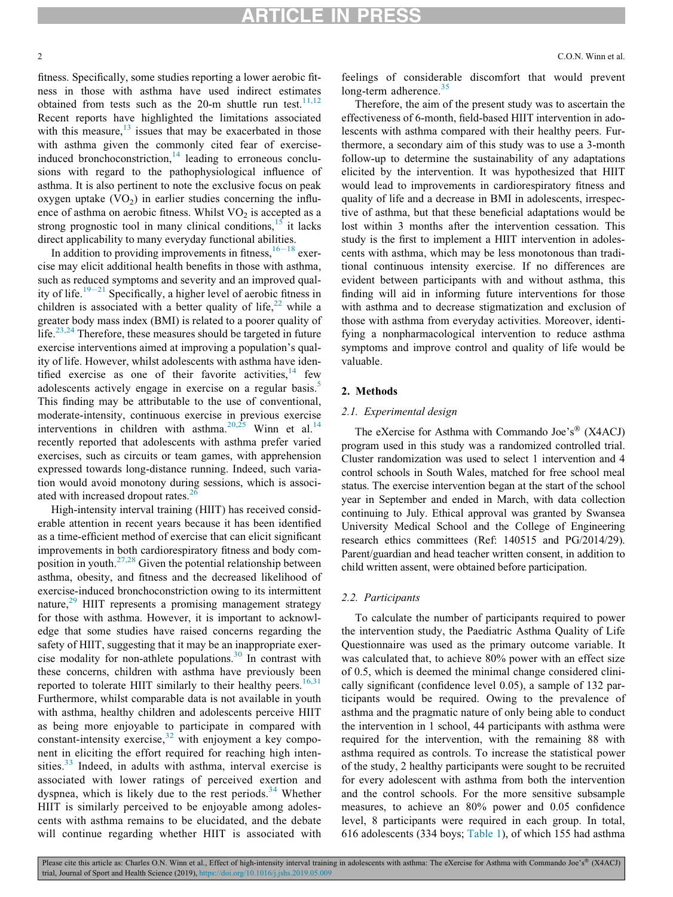fitness. Specifically, some studies reporting a lower aerobic fitness in those with asthma have used indirect estimates obtained from tests such as the 20-m shuttle run test.[11,12] Recent reports have highlighted the limitations associated with this measure,[13] issues that may be exacerbated in those with asthma given the commonly cited fear of exercise-induced bronchoconstriction,[14] leading to erroneous conclusions with regard to the pathophysiological influence of asthma. It is also pertinent to note the exclusive focus on peak oxygen uptake ($VO_2$) in earlier studies concerning the influence of asthma on aerobic fitness. Whilst $VO_2$ is accepted as a strong prognostic tool in many clinical conditions,[15] it lacks direct applicability to many everyday functional abilities.

In addition to providing improvements in fitness,[16–18] exercise may elicit additional health benefits in those with asthma, such as reduced symptoms and severity and an improved quality of life.[19–21] Specifically, a higher level of aerobic fitness in children is associated with a better quality of life,[22] while a greater body mass index (BMI) is related to a poorer quality of life.[23,24] Therefore, these measures should be targeted in future exercise interventions aimed at improving a population's quality of life. However, whilst adolescents with asthma have identified exercise as one of their favorite activities,[14] few adolescents actively engage in exercise on a regular basis.[5] This finding may be attributable to the use of conventional, moderate-intensity, continuous exercise in previous exercise interventions in children with asthma.[20,25] Winn et al.[14] recently reported that adolescents with asthma prefer varied exercises, such as circuits or team games, with apprehension expressed towards long-distance running. Indeed, such variation would avoid monotony during sessions, which is associated with increased dropout rates.[26]

High-intensity interval training (HIIT) has received considerable attention in recent years because it has been identified as a time-efficient method of exercise that can elicit significant improvements in both cardiorespiratory fitness and body composition in youth.[27,28] Given the potential relationship between asthma, obesity, and fitness and the decreased likelihood of exercise-induced bronchoconstriction owing to its intermittent nature,[29] HIIT represents a promising management strategy for those with asthma. However, it is important to acknowledge that some studies have raised concerns regarding the safety of HIIT, suggesting that it may be an inappropriate exercise modality for non-athlete populations.[30] In contrast with these concerns, children with asthma have previously been reported to tolerate HIIT similarly to their healthy peers.[16,31] Furthermore, whilst comparable data is not available in youth with asthma, healthy children and adolescents perceive HIIT as being more enjoyable to participate in compared with constant-intensity exercise,[32] with enjoyment a key component in eliciting the effort required for reaching high intensities.[33] Indeed, in adults with asthma, interval exercise is associated with lower ratings of perceived exertion and dyspnea, which is likely due to the rest periods.[34] Whether HIIT is similarly perceived to be enjoyable among adolescents with asthma remains to be elucidated, and the debate will continue regarding whether HIIT is associated with feelings of considerable discomfort that would prevent long-term adherence.[35]

Therefore, the aim of the present study was to ascertain the effectiveness of 6-month, field-based HIIT intervention in adolescents with asthma compared with their healthy peers. Furthermore, a secondary aim of this study was to use a 3-month follow-up to determine the sustainability of any adaptations elicited by the intervention. It was hypothesized that HIIT would lead to improvements in cardiorespiratory fitness and quality of life and a decrease in BMI in adolescents, irrespective of asthma, but that these beneficial adaptations would be lost within 3 months after the intervention cessation. This study is the first to implement a HIIT intervention in adolescents with asthma, which may be less monotonous than traditional continuous intensity exercise. If no differences are evident between participants with and without asthma, this finding will aid in informing future interventions for those with asthma and to decrease stigmatization and exclusion of those with asthma from everyday activities. Moreover, identifying a nonpharmacological intervention to reduce asthma symptoms and improve control and quality of life would be valuable.

## 2. Methods

### 2.1. Experimental design

The eXercise for Asthma with Commando Joe's® (X4ACJ) program used in this study was a randomized controlled trial. Cluster randomization was used to select 1 intervention and 4 control schools in South Wales, matched for free school meal status. The exercise intervention began at the start of the school year in September and ended in March, with data collection continuing to July. Ethical approval was granted by Swansea University Medical School and the College of Engineering research ethics committees (Ref: 140515 and PG/2014/29). Parent/guardian and head teacher written consent, in addition to child written assent, were obtained before participation.

### 2.2. Participants

To calculate the number of participants required to power the intervention study, the Paediatric Asthma Quality of Life Questionnaire was used as the primary outcome variable. It was calculated that, to achieve 80% power with an effect size of 0.5, which is deemed the minimal change considered clinically significant (confidence level 0.05), a sample of 132 participants would be required. Owing to the prevalence of asthma and the pragmatic nature of only being able to conduct the intervention in 1 school, 44 participants with asthma were required for the intervention, with the remaining 88 with asthma required as controls. To increase the statistical power of the study, 2 healthy participants were sought to be recruited for every adolescent with asthma from both the intervention and the control schools. For the more sensitive subsample measures, to achieve an 80% power and 0.05 confidence level, 8 participants were required in each group. In total, 616 adolescents (334 boys; Table 1), of which 155 had asthma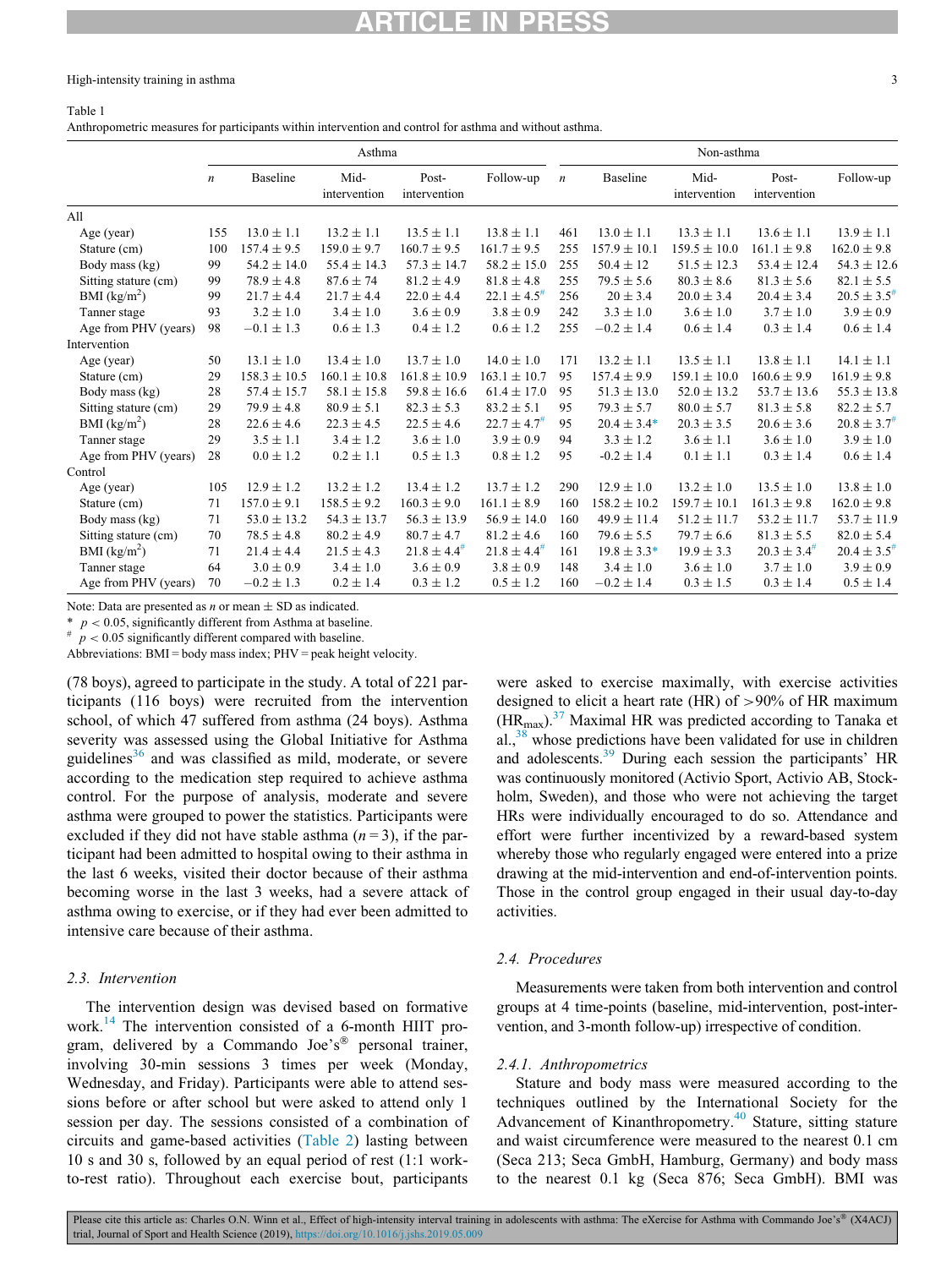Table 1
Anthropometric measures for participants within intervention and control for asthma and without asthma.

| | Asthma | | | | | Non-asthma | | | | |
|---|---|---|---|---|---|---|---|---|---|---|
| | $n$ | Baseline | Mid-intervention | Post-intervention | Follow-up | $n$ | Baseline | Mid-intervention | Post-intervention | Follow-up |
| All | | | | | | | | | | |
| Age (year) | 155 | 13.0 ± 1.1 | 13.2 ± 1.1 | 13.5 ± 1.1 | 13.8 ± 1.1 | 461 | 13.0 ± 1.1 | 13.3 ± 1.1 | 13.6 ± 1.1 | 13.9 ± 1.1 |
| Stature (cm) | 100 | 157.4 ± 9.5 | 159.0 ± 9.7 | 160.7 ± 9.5 | 161.7 ± 9.5 | 255 | 157.9 ± 10.1 | 159.5 ± 10.0 | 161.1 ± 9.8 | 162.0 ± 9.8 |
| Body mass (kg) | 99 | 54.2 ± 14.0 | 55.4 ± 14.3 | 57.3 ± 14.7 | 58.2 ± 15.0 | 255 | 50.4 ± 12 | 51.5 ± 12.3 | 53.4 ± 12.4 | 54.3 ± 12.6 |
| Sitting stature (cm) | 99 | 78.9 ± 4.8 | 87.6 ± 74 | 81.2 ± 4.9 | 81.8 ± 4.8 | 255 | 79.5 ± 5.6 | 80.3 ± 8.6 | 81.3 ± 5.6 | 82.1 ± 5.5 |
| BMI (kg/m$^2$) | 99 | 21.7 ± 4.4 | 21.7 ± 4.4 | 22.0 ± 4.4 | 22.1 ± 4.5# | 256 | 20 ± 3.4 | 20.0 ± 3.4 | 20.4 ± 3.4 | 20.5 ± 3.5# |
| Tanner stage | 93 | 3.2 ± 1.0 | 3.4 ± 1.0 | 3.6 ± 0.9 | 3.8 ± 0.9 | 242 | 3.3 ± 1.0 | 3.6 ± 1.0 | 3.7 ± 1.0 | 3.9 ± 0.9 |
| Age from PHV (years) | 98 | −0.1 ± 1.3 | 0.6 ± 1.3 | 0.4 ± 1.2 | 0.6 ± 1.2 | 255 | −0.2 ± 1.4 | 0.6 ± 1.4 | 0.3 ± 1.4 | 0.6 ± 1.4 |
| Intervention | | | | | | | | | | |
| Age (year) | 50 | 13.1 ± 1.0 | 13.4 ± 1.0 | 13.7 ± 1.0 | 14.0 ± 1.0 | 171 | 13.2 ± 1.1 | 13.5 ± 1.1 | 13.8 ± 1.1 | 14.1 ± 1.1 |
| Stature (cm) | 29 | 158.3 ± 10.5 | 160.1 ± 10.8 | 161.8 ± 10.9 | 163.1 ± 10.7 | 95 | 157.4 ± 9.9 | 159.1 ± 10.0 | 160.6 ± 9.9 | 161.9 ± 9.8 |
| Body mass (kg) | 28 | 57.4 ± 15.7 | 58.1 ± 15.8 | 59.8 ± 16.6 | 61.4 ± 17.0 | 95 | 51.3 ± 13.0 | 52.0 ± 13.2 | 53.7 ± 13.6 | 55.3 ± 13.8 |
| Sitting stature (cm) | 29 | 79.9 ± 4.8 | 80.9 ± 5.1 | 82.3 ± 5.3 | 83.2 ± 5.1 | 95 | 79.3 ± 5.7 | 80.0 ± 5.7 | 81.3 ± 5.8 | 82.2 ± 5.7 |
| BMI (kg/m$^2$) | 28 | 22.6 ± 4.6 | 22.3 ± 4.5 | 22.5 ± 4.6 | 22.7 ± 4.7# | 95 | 20.4 ± 3.4* | 20.3 ± 3.5 | 20.6 ± 3.6 | 20.8 ± 3.7# |
| Tanner stage | 29 | 3.5 ± 1.1 | 3.4 ± 1.2 | 3.6 ± 1.0 | 3.9 ± 0.9 | 94 | 3.3 ± 1.2 | 3.6 ± 1.1 | 3.6 ± 1.0 | 3.9 ± 1.0 |
| Age from PHV (years) | 28 | 0.0 ± 1.2 | 0.2 ± 1.1 | 0.5 ± 1.3 | 0.8 ± 1.2 | 95 | -0.2 ± 1.4 | 0.1 ± 1.1 | 0.3 ± 1.4 | 0.6 ± 1.4 |
| Control | | | | | | | | | | |
| Age (year) | 105 | 12.9 ± 1.2 | 13.2 ± 1.2 | 13.4 ± 1.2 | 13.7 ± 1.2 | 290 | 12.9 ± 1.0 | 13.2 ± 1.0 | 13.5 ± 1.0 | 13.8 ± 1.0 |
| Stature (cm) | 71 | 157.0 ± 9.1 | 158.5 ± 9.2 | 160.3 ± 9.0 | 161.1 ± 8.9 | 160 | 158.2 ± 10.2 | 159.7 ± 10.1 | 161.3 ± 9.8 | 162.0 ± 9.8 |
| Body mass (kg) | 71 | 53.0 ± 13.2 | 54.3 ± 13.7 | 56.3 ± 13.9 | 56.9 ± 14.0 | 160 | 49.9 ± 11.4 | 51.2 ± 11.7 | 53.2 ± 11.7 | 53.7 ± 11.9 |
| Sitting stature (cm) | 70 | 78.5 ± 4.8 | 80.2 ± 4.9 | 80.7 ± 4.7 | 81.2 ± 4.6 | 160 | 79.6 ± 5.5 | 79.7 ± 6.6 | 81.3 ± 5.5 | 82.0 ± 5.4 |
| BMI (kg/m$^2$) | 71 | 21.4 ± 4.4 | 21.5 ± 4.3 | 21.8 ± 4.4# | 21.8 ± 4.4# | 161 | 19.8 ± 3.3* | 19.9 ± 3.3 | 20.3 ± 3.4# | 20.4 ± 3.5# |
| Tanner stage | 64 | 3.0 ± 0.9 | 3.4 ± 1.0 | 3.6 ± 0.9 | 3.8 ± 0.9 | 148 | 3.4 ± 1.0 | 3.6 ± 1.0 | 3.7 ± 1.0 | 3.9 ± 0.9 |
| Age from PHV (years) | 70 | −0.2 ± 1.3 | 0.2 ± 1.4 | 0.3 ± 1.2 | 0.5 ± 1.2 | 160 | −0.2 ± 1.4 | 0.3 ± 1.5 | 0.3 ± 1.4 | 0.5 ± 1.4 |

Note: Data are presented as $n$ or mean ± SD as indicated.
\* $p < 0.05$, significantly different from Asthma at baseline.
\# $p < 0.05$ significantly different compared with baseline.
Abbreviations: BMI = body mass index; PHV = peak height velocity.

(78 boys), agreed to participate in the study. A total of 221 participants (116 boys) were recruited from the intervention school, of which 47 suffered from asthma (24 boys). Asthma severity was assessed using the Global Initiative for Asthma guidelines[36] and was classified as mild, moderate, or severe according to the medication step required to achieve asthma control. For the purpose of analysis, moderate and severe asthma were grouped to power the statistics. Participants were excluded if they did not have stable asthma ($n = 3$), if the participant had been admitted to hospital owing to their asthma in the last 6 weeks, visited their doctor because of their asthma becoming worse in the last 3 weeks, had a severe attack of asthma owing to exercise, or if they had ever been admitted to intensive care because of their asthma.

### 2.3. Intervention

The intervention design was devised based on formative work.[14] The intervention consisted of a 6-month HIIT program, delivered by a Commando Joe's® personal trainer, involving 30-min sessions 3 times per week (Monday, Wednesday, and Friday). Participants were able to attend sessions before or after school but were asked to attend only 1 session per day. The sessions consisted of a combination of circuits and game-based activities (Table 2) lasting between 10 s and 30 s, followed by an equal period of rest (1:1 work-to-rest ratio). Throughout each exercise bout, participants were asked to exercise maximally, with exercise activities designed to elicit a heart rate (HR) of >90% of HR maximum ($HR_{max}$).[37] Maximal HR was predicted according to Tanaka et al.,[38] whose predictions have been validated for use in children and adolescents.[39] During each session the participants' HR was continuously monitored (Activio Sport, Activio AB, Stockholm, Sweden), and those who were not achieving the target HRs were individually encouraged to do so. Attendance and effort were further incentivized by a reward-based system whereby those who regularly engaged were entered into a prize drawing at the mid-intervention and end-of-intervention points. Those in the control group engaged in their usual day-to-day activities.

### 2.4. Procedures

Measurements were taken from both intervention and control groups at 4 time-points (baseline, mid-intervention, post-intervention, and 3-month follow-up) irrespective of condition.

#### 2.4.1. Anthropometrics

Stature and body mass were measured according to the techniques outlined by the International Society for the Advancement of Kinanthropometry.[40] Stature, sitting stature and waist circumference were measured to the nearest 0.1 cm (Seca 213; Seca GmbH, Hamburg, Germany) and body mass to the nearest 0.1 kg (Seca 876; Seca GmbH). BMI was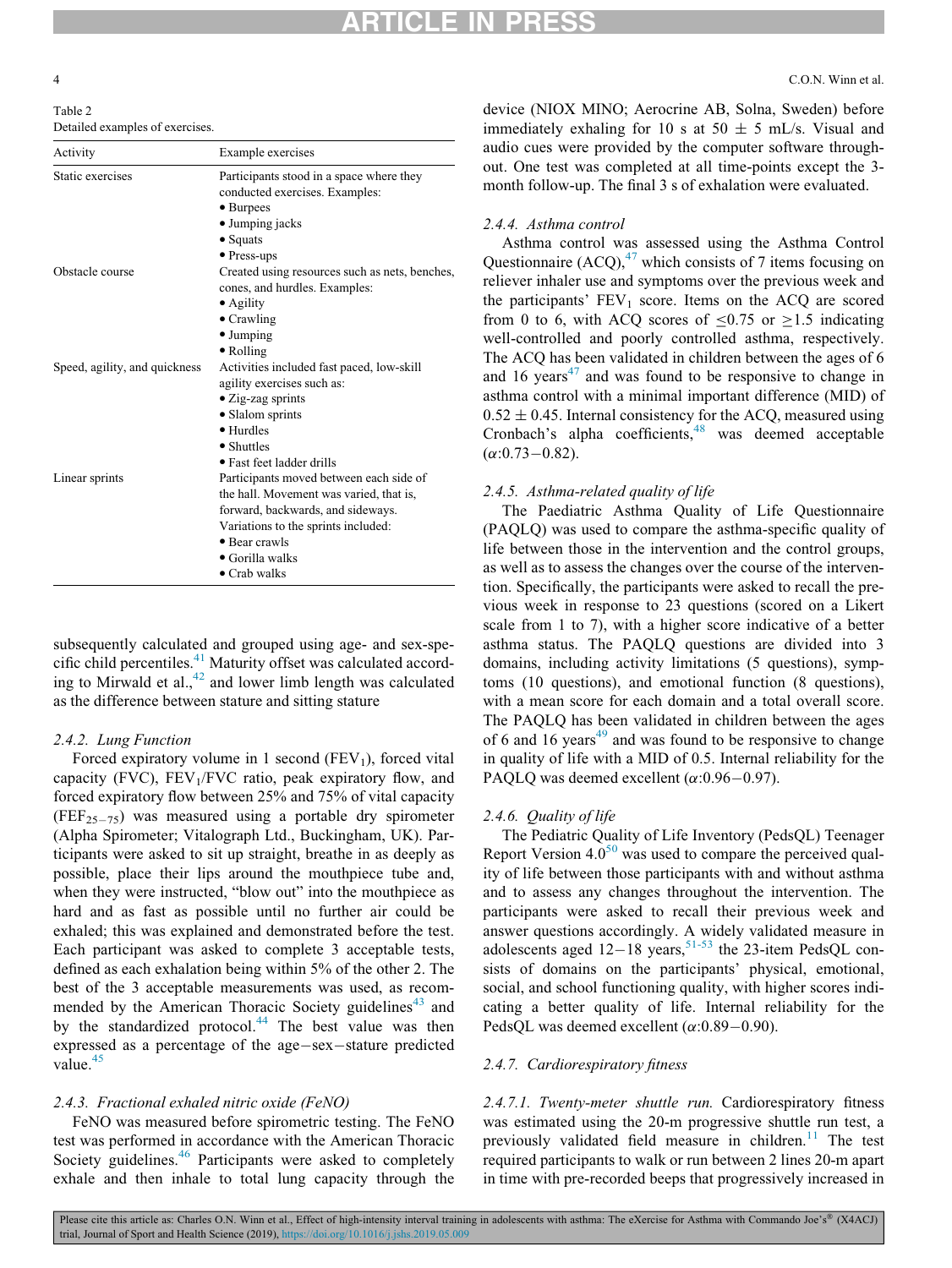Table 2
Detailed examples of exercises.

| Activity | Example exercises |
| --- | --- |
| Static exercises | Participants stood in a space where they conducted exercises. Examples: • Burpees • Jumping jacks • Squats • Press-ups |
| Obstacle course | Created using resources such as nets, benches, cones, and hurdles. Examples: • Agility • Crawling • Jumping • Rolling |
| Speed, agility, and quickness | Activities included fast paced, low-skill agility exercises such as: • Zig-zag sprints • Slalom sprints • Hurdles • Shuttles • Fast feet ladder drills |
| Linear sprints | Participants moved between each side of the hall. Movement was varied, that is, forward, backwards, and sideways. Variations to the sprints included: • Bear crawls • Gorilla walks • Crab walks |

subsequently calculated and grouped using age- and sex-specific child percentiles.[41] Maturity offset was calculated according to Mirwald et al.,[42] and lower limb length was calculated as the difference between stature and sitting stature

### 2.4.2. Lung Function

Forced expiratory volume in 1 second ($FEV_1$), forced vital capacity (FVC), $FEV_1$/FVC ratio, peak expiratory flow, and forced expiratory flow between 25% and 75% of vital capacity ($FEF_{25-75}$) was measured using a portable dry spirometer (Alpha Spirometer; Vitalograph Ltd., Buckingham, UK). Participants were asked to sit up straight, breathe in as deeply as possible, place their lips around the mouthpiece tube and, when they were instructed, "blow out" into the mouthpiece as hard and as fast as possible until no further air could be exhaled; this was explained and demonstrated before the test. Each participant was asked to complete 3 acceptable tests, defined as each exhalation being within 5% of the other 2. The best of the 3 acceptable measurements was used, as recommended by the American Thoracic Society guidelines[43] and by the standardized protocol.[44] The best value was then expressed as a percentage of the age−sex−stature predicted value.[45]

### 2.4.3. Fractional exhaled nitric oxide (FeNO)

FeNO was measured before spirometric testing. The FeNO test was performed in accordance with the American Thoracic Society guidelines.[46] Participants were asked to completely exhale and then inhale to total lung capacity through the device (NIOX MINO; Aerocrine AB, Solna, Sweden) before immediately exhaling for 10 s at 50 ± 5 mL/s. Visual and audio cues were provided by the computer software throughout. One test was completed at all time-points except the 3-month follow-up. The final 3 s of exhalation were evaluated.

### 2.4.4. Asthma control

Asthma control was assessed using the Asthma Control Questionnaire (ACQ),[47] which consists of 7 items focusing on reliever inhaler use and symptoms over the previous week and the participants' $FEV_1$ score. Items on the ACQ are scored from 0 to 6, with ACQ scores of $\leq 0.75$ or $\geq 1.5$ indicating well-controlled and poorly controlled asthma, respectively. The ACQ has been validated in children between the ages of 6 and 16 years[47] and was found to be responsive to change in asthma control with a minimal important difference (MID) of $0.52 \pm 0.45$. Internal consistency for the ACQ, measured using Cronbach's alpha coefficients,[48] was deemed acceptable ($\alpha$:0.73−0.82).

### 2.4.5. Asthma-related quality of life

The Paediatric Asthma Quality of Life Questionnaire (PAQLQ) was used to compare the asthma-specific quality of life between those in the intervention and the control groups, as well as to assess the changes over the course of the intervention. Specifically, the participants were asked to recall the previous week in response to 23 questions (scored on a Likert scale from 1 to 7), with a higher score indicative of a better asthma status. The PAQLQ questions are divided into 3 domains, including activity limitations (5 questions), symptoms (10 questions), and emotional function (8 questions), with a mean score for each domain and a total overall score. The PAQLQ has been validated in children between the ages of 6 and 16 years[49] and was found to be responsive to change in quality of life with a MID of 0.5. Internal reliability for the PAQLQ was deemed excellent ($\alpha$:0.96−0.97).

### 2.4.6. Quality of life

The Pediatric Quality of Life Inventory (PedsQL) Teenager Report Version 4.0[50] was used to compare the perceived quality of life between those participants with and without asthma and to assess any changes throughout the intervention. The participants were asked to recall their previous week and answer questions accordingly. A widely validated measure in adolescents aged 12−18 years,[51-53] the 23-item PedsQL consists of domains on the participants' physical, emotional, social, and school functioning quality, with higher scores indicating a better quality of life. Internal reliability for the PedsQL was deemed excellent ($\alpha$:0.89−0.90).

### 2.4.7. Cardiorespiratory fitness

*2.4.7.1. Twenty-meter shuttle run.* Cardiorespiratory fitness was estimated using the 20-m progressive shuttle run test, a previously validated field measure in children.[11] The test required participants to walk or run between 2 lines 20-m apart in time with pre-recorded beeps that progressively increased in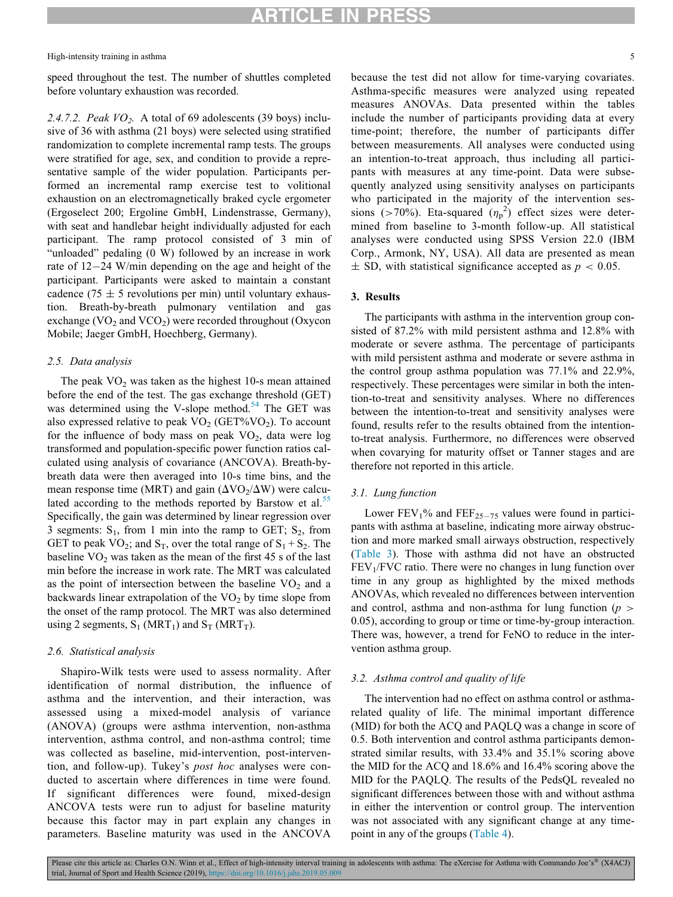speed throughout the test. The number of shuttles completed before voluntary exhaustion was recorded.

*2.4.7.2. Peak $VO_2$.* A total of 69 adolescents (39 boys) inclusive of 36 with asthma (21 boys) were selected using stratified randomization to complete incremental ramp tests. The groups were stratified for age, sex, and condition to provide a representative sample of the wider population. Participants performed an incremental ramp exercise test to volitional exhaustion on an electromagnetically braked cycle ergometer (Ergoselect 200; Ergoline GmbH, Lindenstrasse, Germany), with seat and handlebar height individually adjusted for each participant. The ramp protocol consisted of 3 min of "unloaded" pedaling (0 W) followed by an increase in work rate of 12−24 W/min depending on the age and height of the participant. Participants were asked to maintain a constant cadence (75 ± 5 revolutions per min) until voluntary exhaustion. Breath-by-breath pulmonary ventilation and gas exchange ($VO_2$ and $VCO_2$) were recorded throughout (Oxycon Mobile; Jaeger GmbH, Hoechberg, Germany).

### 2.5. Data analysis

The peak $VO_2$ was taken as the highest 10-s mean attained before the end of the test. The gas exchange threshold (GET) was determined using the V-slope method.[54] The GET was also expressed relative to peak $VO_2$ (GET%$VO_2$). To account for the influence of body mass on peak $VO_2$, data were log transformed and population-specific power function ratios calculated using analysis of covariance (ANCOVA). Breath-by-breath data were then averaged into 10-s time bins, and the mean response time (MRT) and gain ($\Delta VO_2/\Delta W$) were calculated according to the methods reported by Barstow et al.[55] Specifically, the gain was determined by linear regression over 3 segments: $S_1$, from 1 min into the ramp to GET; $S_2$, from GET to peak $VO_2$; and $S_T$, over the total range of $S_1 + S_2$. The baseline $VO_2$ was taken as the mean of the first 45 s of the last min before the increase in work rate. The MRT was calculated as the point of intersection between the baseline $VO_2$ and a backwards linear extrapolation of the $VO_2$ by time slope from the onset of the ramp protocol. The MRT was also determined using 2 segments, $S_1$ ($MRT_1$) and $S_T$ ($MRT_T$).

### 2.6. Statistical analysis

Shapiro-Wilk tests were used to assess normality. After identification of normal distribution, the influence of asthma and the intervention, and their interaction, was assessed using a mixed-model analysis of variance (ANOVA) (groups were asthma intervention, non-asthma intervention, asthma control, and non-asthma control; time was collected as baseline, mid-intervention, post-intervention, and follow-up). Tukey's *post hoc* analyses were conducted to ascertain where differences in time were found. If significant differences were found, mixed-design ANCOVA tests were run to adjust for baseline maturity because this factor may in part explain any changes in parameters. Baseline maturity was used in the ANCOVA because the test did not allow for time-varying covariates. Asthma-specific measures were analyzed using repeated measures ANOVAs. Data presented within the tables include the number of participants providing data at every time-point; therefore, the number of participants differ between measurements. All analyses were conducted using an intention-to-treat approach, thus including all participants with measures at any time-point. Data were subsequently analyzed using sensitivity analyses on participants who participated in the majority of the intervention sessions (>70%). Eta-squared ($\eta_p^2$) effect sizes were determined from baseline to 3-month follow-up. All statistical analyses were conducted using SPSS Version 22.0 (IBM Corp., Armonk, NY, USA). All data are presented as mean ± SD, with statistical significance accepted as $p < 0.05$.

## 3. Results

The participants with asthma in the intervention group consisted of 87.2% with mild persistent asthma and 12.8% with moderate or severe asthma. The percentage of participants with mild persistent asthma and moderate or severe asthma in the control group asthma population was 77.1% and 22.9%, respectively. These percentages were similar in both the intention-to-treat and sensitivity analyses. Where no differences between the intention-to-treat and sensitivity analyses were found, results refer to the results obtained from the intention-to-treat analysis. Furthermore, no differences were observed when covarying for maturity offset or Tanner stages and are therefore not reported in this article.

### 3.1. Lung function

Lower $FEV_1$% and $FEF_{25-75}$ values were found in participants with asthma at baseline, indicating more airway obstruction and more marked small airways obstruction, respectively (Table 3). Those with asthma did not have an obstructed $FEV_1$/FVC ratio. There were no changes in lung function over time in any group as highlighted by the mixed methods ANOVAs, which revealed no differences between intervention and control, asthma and non-asthma for lung function ($p > 0.05$), according to group or time or time-by-group interaction. There was, however, a trend for FeNO to reduce in the intervention asthma group.

### 3.2. Asthma control and quality of life

The intervention had no effect on asthma control or asthma-related quality of life. The minimal important difference (MID) for both the ACQ and PAQLQ was a change in score of 0.5. Both intervention and control asthma participants demonstrated similar results, with 33.4% and 35.1% scoring above the MID for the ACQ and 18.6% and 16.4% scoring above the MID for the PAQLQ. The results of the PedsQL revealed no significant differences between those with and without asthma in either the intervention or control group. The intervention was not associated with any significant change at any time-point in any of the groups (Table 4).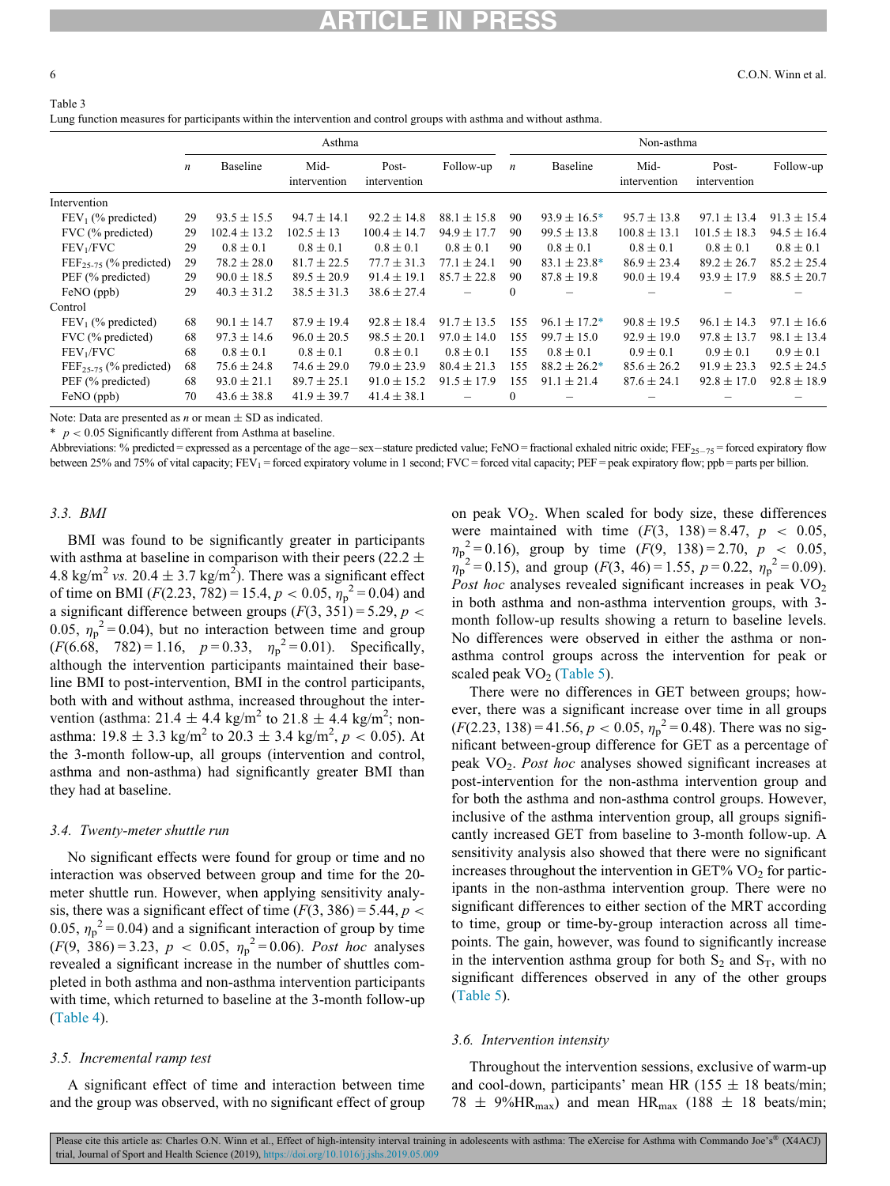Table 3
Lung function measures for participants within the intervention and control groups with asthma and without asthma.

| | Asthma | | | | | Non-asthma | | | | |
|---|---|---|---|---|---|---|---|---|---|---|
| | $n$ | Baseline | Mid-intervention | Post-intervention | Follow-up | $n$ | Baseline | Mid-intervention | Post-intervention | Follow-up |
| Intervention | | | | | | | | | | |
| $FEV_1$ (% predicted) | 29 | 93.5 ± 15.5 | 94.7 ± 14.1 | 92.2 ± 14.8 | 88.1 ± 15.8 | 90 | 93.9 ± 16.5* | 95.7 ± 13.8 | 97.1 ± 13.4 | 91.3 ± 15.4 |
| FVC (% predicted) | 29 | 102.4 ± 13.2 | 102.5 ± 13 | 100.4 ± 14.7 | 94.9 ± 17.7 | 90 | 99.5 ± 13.8 | 100.8 ± 13.1 | 101.5 ± 18.3 | 94.5 ± 16.4 |
| $FEV_1$/FVC | 29 | 0.8 ± 0.1 | 0.8 ± 0.1 | 0.8 ± 0.1 | 0.8 ± 0.1 | 90 | 0.8 ± 0.1 | 0.8 ± 0.1 | 0.8 ± 0.1 | 0.8 ± 0.1 |
| $FEF_{25-75}$ (% predicted) | 29 | 78.2 ± 28.0 | 81.7 ± 22.5 | 77.7 ± 31.3 | 77.1 ± 24.1 | 90 | 83.1 ± 23.8* | 86.9 ± 23.4 | 89.2 ± 26.7 | 85.2 ± 25.4 |
| PEF (% predicted) | 29 | 90.0 ± 18.5 | 89.5 ± 20.9 | 91.4 ± 19.1 | 85.7 ± 22.8 | 90 | 87.8 ± 19.8 | 90.0 ± 19.4 | 93.9 ± 17.9 | 88.5 ± 20.7 |
| FeNO (ppb) | 29 | 40.3 ± 31.2 | 38.5 ± 31.3 | 38.6 ± 27.4 | – | 0 | – | – | – | – |
| Control | | | | | | | | | | |
| $FEV_1$ (% predicted) | 68 | 90.1 ± 14.7 | 87.9 ± 19.4 | 92.8 ± 18.4 | 91.7 ± 13.5 | 155 | 96.1 ± 17.2* | 90.8 ± 19.5 | 96.1 ± 14.3 | 97.1 ± 16.6 |
| FVC (% predicted) | 68 | 97.3 ± 14.6 | 96.0 ± 20.5 | 98.5 ± 20.1 | 97.0 ± 14.0 | 155 | 99.7 ± 15.0 | 92.9 ± 19.0 | 97.8 ± 13.7 | 98.1 ± 13.4 |
| $FEV_1$/FVC | 68 | 0.8 ± 0.1 | 0.8 ± 0.1 | 0.8 ± 0.1 | 0.8 ± 0.1 | 155 | 0.8 ± 0.1 | 0.9 ± 0.1 | 0.9 ± 0.1 | 0.9 ± 0.1 |
| $FEF_{25-75}$ (% predicted) | 68 | 75.6 ± 24.8 | 74.6 ± 29.0 | 79.0 ± 23.9 | 80.4 ± 21.3 | 155 | 88.2 ± 26.2* | 85.6 ± 26.2 | 91.9 ± 23.3 | 92.5 ± 24.5 |
| PEF (% predicted) | 68 | 93.0 ± 21.1 | 89.7 ± 25.1 | 91.0 ± 15.2 | 91.5 ± 17.9 | 155 | 91.1 ± 21.4 | 87.6 ± 24.1 | 92.8 ± 17.0 | 92.8 ± 18.9 |
| FeNO (ppb) | 70 | 43.6 ± 38.8 | 41.9 ± 39.7 | 41.4 ± 38.1 | – | 0 | – | – | – | – |

Note: Data are presented as $n$ or mean ± SD as indicated.

\* $p < 0.05$ Significantly different from Asthma at baseline.

Abbreviations: % predicted = expressed as a percentage of the age–sex–stature predicted value; FeNO = fractional exhaled nitric oxide; $FEF_{25-75}$ = forced expiratory flow between 25% and 75% of vital capacity; $FEV_1$ = forced expiratory volume in 1 second; FVC = forced vital capacity; PEF = peak expiratory flow; ppb = parts per billion.

### 3.3. BMI

BMI was found to be significantly greater in participants with asthma at baseline in comparison with their peers (22.2 ± 4.8 kg/m$^2$ *vs.* 20.4 ± 3.7 kg/m$^2$). There was a significant effect of time on BMI ($F(2.23, 782) = 15.4$, $p < 0.05$, $\eta_p^2 = 0.04$) and a significant difference between groups ($F(3, 351) = 5.29$, $p < 0.05$, $\eta_p^2 = 0.04$), but no interaction between time and group ($F(6.68, 782) = 1.16$, $p = 0.33$, $\eta_p^2 = 0.01$). Specifically, although the intervention participants maintained their baseline BMI to post-intervention, BMI in the control participants, both with and without asthma, increased throughout the intervention (asthma: 21.4 ± 4.4 kg/m$^2$ to 21.8 ± 4.4 kg/m$^2$; non-asthma: 19.8 ± 3.3 kg/m$^2$ to 20.3 ± 3.4 kg/m$^2$, $p < 0.05$). At the 3-month follow-up, all groups (intervention and control, asthma and non-asthma) had significantly greater BMI than they had at baseline.

### 3.4. Twenty-meter shuttle run

No significant effects were found for group or time and no interaction was observed between group and time for the 20-meter shuttle run. However, when applying sensitivity analysis, there was a significant effect of time ($F(3, 386) = 5.44$, $p < 0.05$, $\eta_p^2 = 0.04$) and a significant interaction of group by time ($F(9, 386) = 3.23$, $p < 0.05$, $\eta_p^2 = 0.06$). *Post hoc* analyses revealed a significant increase in the number of shuttles completed in both asthma and non-asthma intervention participants with time, which returned to baseline at the 3-month follow-up (Table 4).

### 3.5. Incremental ramp test

A significant effect of time and interaction between time and the group was observed, with no significant effect of group on peak $VO_2$. When scaled for body size, these differences were maintained with time ($F(3, 138) = 8.47$, $p < 0.05$, $\eta_p^2 = 0.16$), group by time ($F(9, 138) = 2.70$, $p < 0.05$, $\eta_p^2 = 0.15$), and group ($F(3, 46) = 1.55$, $p = 0.22$, $\eta_p^2 = 0.09$). *Post hoc* analyses revealed significant increases in peak $VO_2$ in both asthma and non-asthma intervention groups, with 3-month follow-up results showing a return to baseline levels. No differences were observed in either the asthma or non-asthma control groups across the intervention for peak or scaled peak $VO_2$ (Table 5).

There were no differences in GET between groups; however, there was a significant increase over time in all groups ($F(2.23, 138) = 41.56$, $p < 0.05$, $\eta_p^2 = 0.48$). There was no significant between-group difference for GET as a percentage of peak $VO_2$. *Post hoc* analyses showed significant increases at post-intervention for the non-asthma intervention group and for both the asthma and non-asthma control groups. However, inclusive of the asthma intervention group, all groups significantly increased GET from baseline to 3-month follow-up. A sensitivity analysis also showed that there were no significant increases throughout the intervention in GET% $VO_2$ for participants in the non-asthma intervention group. There were no significant differences to either section of the MRT according to time, group or time-by-group interaction across all time-points. The gain, however, was found to significantly increase in the intervention asthma group for both $S_2$ and $S_T$, with no significant differences observed in any of the other groups (Table 5).

### 3.6. Intervention intensity

Throughout the intervention sessions, exclusive of warm-up and cool-down, participants' mean HR (155 ± 18 beats/min; 78 ± 9%$HR_{max}$) and mean $HR_{max}$ (188 ± 18 beats/min;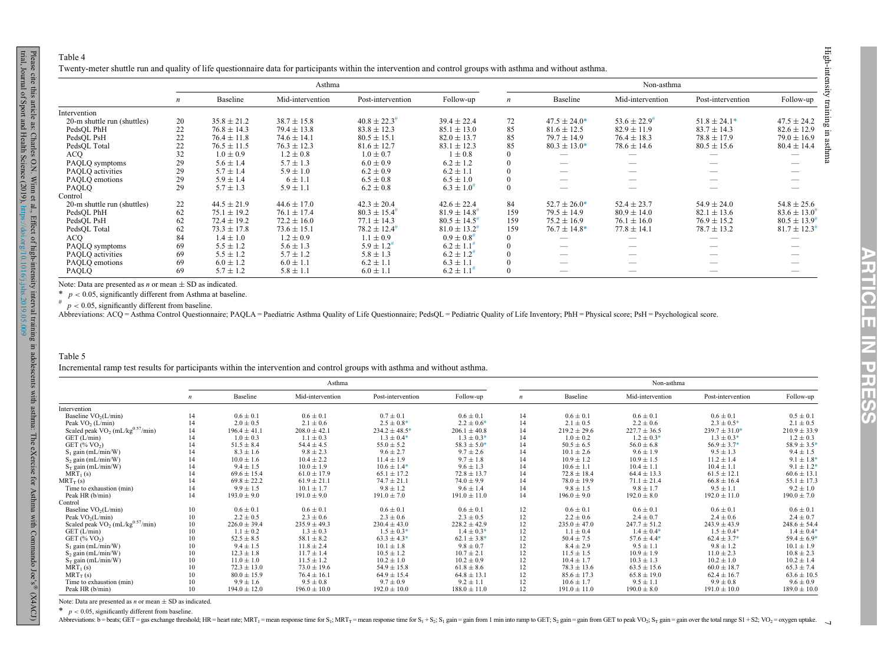Table 4

Twenty-meter shuttle run and quality of life questionnaire data for participants within the intervention and control groups with asthma and without asthma.

| | Asthma | | | | | Non-asthma | | | | |
|---|---|---|---|---|---|---|---|---|---|---|
| | $n$ | Baseline | Mid-intervention | Post-intervention | Follow-up | $n$ | Baseline | Mid-intervention | Post-intervention | Follow-up |
| Intervention | | | | | | | | | | |
| 20-m shuttle run (shuttles) | 20 | 35.8 ± 21.2 | 38.7 ± 15.8 | 40.8 ± 22.3# | 39.4 ± 22.4 | 72 | 47.5 ± 24.0* | 53.6 ± 22.9# | 51.8 ± 24.1* | 47.5 ± 24.2 |
| PedsQL PhH | 22 | 76.8 ± 14.3 | 79.4 ± 13.8 | 83.8 ± 12.3 | 85.1 ± 13.0 | 85 | 81.6 ± 12.5 | 82.9 ± 11.9 | 83.7 ± 14.3 | 82.6 ± 12.9 |
| PedsQL PsH | 22 | 76.4 ± 11.8 | 74.6 ± 14.1 | 80.5 ± 15.1 | 82.0 ± 13.7 | 85 | 79.7 ± 14.9 | 76.4 ± 18.3 | 78.8 ± 17.9 | 79.0 ± 16.9 |
| PedsQL Total | 22 | 76.5 ± 11.5 | 76.3 ± 12.3 | 81.6 ± 12.7 | 83.1 ± 12.3 | 85 | 80.3 ± 13.0* | 78.6 ± 14.6 | 80.5 ± 15.6 | 80.4 ± 14.4 |
| ACQ | 32 | 1.0 ± 0.9 | 1.2 ± 0.8 | 1.0 ± 0.7 | 1 ± 0.8 | 0 | — | — | — | — |
| PAQLQ symptoms | 29 | 5.6 ± 1.4 | 5.7 ± 1.3 | 6.0 ± 0.9 | 6.2 ± 1.2 | 0 | — | — | — | — |
| PAQLQ activities | 29 | 5.7 ± 1.4 | 5.9 ± 1.0 | 6.2 ± 0.9 | 6.2 ± 1.1 | 0 | — | — | — | — |
| PAQLQ emotions | 29 | 5.9 ± 1.4 | 6 ± 1.1 | 6.5 ± 0.8 | 6.5 ± 1.0 | 0 | — | — | — | — |
| PAQLQ | 29 | 5.7 ± 1.3 | 5.9 ± 1.1 | 6.2 ± 0.8 | 6.3 ± 1.0# | 0 | — | — | — | — |
| Control | | | | | | | | | | |
| 20-m shuttle run (shuttles) | 22 | 44.5 ± 21.9 | 44.6 ± 17.0 | 42.3 ± 20.4 | 42.6 ± 22.4 | 84 | 52.7 ± 26.0* | 52.4 ± 23.7 | 54.9 ± 24.0 | 54.8 ± 25.6 |
| PedsQL PhH | 62 | 75.1 ± 19.2 | 76.1 ± 17.4 | 80.3 ± 15.4# | 81.9 ± 14.8# | 159 | 79.5 ± 14.9 | 80.9 ± 14.0 | 82.1 ± 13.6 | 83.6 ± 13.0# |
| PedsQL PsH | 62 | 72.4 ± 19.2 | 72.2 ± 16.0 | 77.1 ± 14.3 | 80.5 ± 14.5# | 159 | 75.2 ± 16.9 | 76.1 ± 16.0 | 76.9 ± 15.2 | 80.5 ± 13.9# |
| PedsQL Total | 62 | 73.3 ± 17.8 | 73.6 ± 15.1 | 78.2 ± 12.4# | 81.0 ± 13.2# | 159 | 76.7 ± 14.8* | 77.8 ± 14.1 | 78.7 ± 13.2 | 81.7 ± 12.3# |
| ACQ | 84 | 1.4 ± 1.0 | 1.2 ± 0.9 | 1.1 ± 0.9 | 0.9 ± 0.8# | 0 | — | — | — | — |
| PAQLQ symptoms | 69 | 5.5 ± 1.2 | 5.6 ± 1.3 | 5.9 ± 1.2# | 6.2 ± 1.1# | 0 | — | — | — | — |
| PAQLQ activities | 69 | 5.5 ± 1.2 | 5.7 ± 1.2 | 5.8 ± 1.3 | 6.2 ± 1.2# | 0 | — | — | — | — |
| PAQLQ emotions | 69 | 6.0 ± 1.2 | 6.0 ± 1.1 | 6.2 ± 1.1 | 6.3 ± 1.1 | 0 | — | — | — | — |
| PAQLQ | 69 | 5.7 ± 1.2 | 5.8 ± 1.1 | 6.0 ± 1.1 | 6.2 ± 1.1# | 0 | — | — | — | — |

Note: Data are presented as $n$ or mean ± SD as indicated.

\* $p < 0.05$, significantly different from Asthma at baseline.

\# $p < 0.05$, significantly different from baseline.

Abbreviations: ACQ = Asthma Control Questionnaire; PAQLA = Paediatric Asthma Quality of Life Questionnaire; PedsQL = Pediatric Quality of Life Inventory; PhH = Physical score; PsH = Psychological score.

Table 5

Incremental ramp test results for participants within the intervention and control groups with asthma and without asthma.

| | Asthma | | | | | Non-asthma | | | | |
|---|---|---|---|---|---|---|---|---|---|---|
| | $n$ | Baseline | Mid-intervention | Post-intervention | Follow-up | $n$ | Baseline | Mid-intervention | Post-intervention | Follow-up |
| Intervention | | | | | | | | | | |
| Baseline $VO_2$(L/min) | 14 | 0.6 ± 0.1 | 0.6 ± 0.1 | 0.7 ± 0.1 | 0.6 ± 0.1 | 14 | 0.6 ± 0.1 | 0.6 ± 0.1 | 0.6 ± 0.1 | 0.5 ± 0.1 |
| Peak $VO_2$ (L/min) | 14 | 2.0 ± 0.5 | 2.1 ± 0.6 | 2.5 ± 0.8* | 2.2 ± 0.6* | 14 | 2.1 ± 0.5 | 2.2 ± 0.6 | 2.3 ± 0.5* | 2.1 ± 0.5 |
| Scaled peak $VO_2$ (mL/kg$^{0.57}$/min) | 14 | 196.4 ± 41.1 | 208.0 ± 42.1 | 234.2 ± 48.5* | 206.1 ± 40.8 | 14 | 219.2 ± 29.6 | 227.7 ± 36.5 | 239.7 ± 31.0* | 210.9 ± 33.9 |
| GET (L/min) | 14 | 1.0 ± 0.3 | 1.1 ± 0.3 | 1.3 ± 0.4* | 1.3 ± 0.3* | 14 | 1.0 ± 0.2 | 1.2 ± 0.3* | 1.3 ± 0.3* | 1.2 ± 0.3 |
| GET (% $VO_2$) | 14 | 51.5 ± 8.4 | 54.4 ± 4.5 | 55.0 ± 5.2 | 58.3 ± 5.0* | 14 | 50.5 ± 6.5 | 56.0 ± 6.8 | 56.9 ± 3.7* | 58.9 ± 3.5* |
| $S_1$ gain (mL/min/W) | 14 | 8.3 ± 1.6 | 9.8 ± 2.3 | 9.6 ± 2.7 | 9.7 ± 2.6 | 14 | 10.1 ± 2.6 | 9.6 ± 1.9 | 9.5 ± 1.3 | 9.4 ± 1.5 |
| $S_2$ gain (mL/min/W) | 14 | 10.0 ± 1.6 | 10.4 ± 2.2 | 11.4 ± 1.9 | 9.7 ± 1.8 | 14 | 10.9 ± 1.2 | 10.9 ± 1.5 | 11.2 ± 1.4 | 9.1 ± 1.8* |
| $S_T$ gain (mL/min/W) | 14 | 9.4 ± 1.5 | 10.0 ± 1.9 | 10.6 ± 1.4* | 9.6 ± 1.3 | 14 | 10.6 ± 1.1 | 10.4 ± 1.1 | 10.4 ± 1.1 | 9.1 ± 1.2* |
| $MRT_1$ (s) | 14 | 69.6 ± 15.4 | 61.0 ± 17.9 | 65.1 ± 17.2 | 72.8 ± 13.7 | 14 | 72.8 ± 18.4 | 64.4 ± 13.3 | 61.5 ± 12.1 | 60.6 ± 13.1 |
| $MRT_T$ (s) | 14 | 69.8 ± 22.2 | 61.9 ± 21.1 | 74.7 ± 21.1 | 74.0 ± 9.9 | 14 | 78.0 ± 19.9 | 71.1 ± 21.4 | 66.8 ± 16.4 | 55.1 ± 17.3 |
| Time to exhaustion (min) | 14 | 9.9 ± 1.5 | 10.1 ± 1.7 | 9.8 ± 1.2 | 9.6 ± 1.4 | 14 | 9.8 ± 1.5 | 9.8 ± 1.7 | 9.5 ± 1.1 | 9.2 ± 1.0 |
| Peak HR (b/min) | 14 | 193.0 ± 9.0 | 191.0 ± 9.0 | 191.0 ± 7.0 | 191.0 ± 11.0 | 14 | 196.0 ± 9.0 | 192.0 ± 8.0 | 192.0 ± 11.0 | 190.0 ± 7.0 |
| Control | | | | | | | | | | |
| Baseline $VO_2$(L/min) | 10 | 0.6 ± 0.1 | 0.6 ± 0.1 | 0.6 ± 0.1 | 0.6 ± 0.1 | 12 | 0.6 ± 0.1 | 0.6 ± 0.1 | 0.6 ± 0.1 | 0.6 ± 0.1 |
| Peak $VO_2$(L/min) | 10 | 2.2 ± 0.5 | 2.3 ± 0.6 | 2.3 ± 0.6 | 2.3 ± 0.5 | 12 | 2.2 ± 0.6 | 2.4 ± 0.7 | 2.4 ± 0.6 | 2.4 ± 0.7 |
| Scaled peak $VO_2$ (mL/kg$^{0.57}$/min) | 10 | 226.0 ± 39.4 | 235.9 ± 49.3 | 230.4 ± 43.0 | 228.2 ± 42.9 | 12 | 235.0 ± 47.0 | 247.7 ± 51.2 | 243.9 ± 43.9 | 248.6 ± 54.4 |
| GET (L/min) | 10 | 1.1 ± 0.2 | 1.3 ± 0.3 | 1.5 ± 0.3* | 1.4 ± 0.3* | 12 | 1.1 ± 0.4 | 1.4 ± 0.4* | 1.5 ± 0.4* | 1.4 ± 0.4* |
| GET (% $VO_2$) | 10 | 52.5 ± 8.5 | 58.1 ± 8.2 | 63.3 ± 4.3* | 62.1 ± 3.8* | 12 | 50.4 ± 7.5 | 57.6 ± 4.4* | 62.4 ± 3.7* | 59.4 ± 6.9* |
| $S_1$ gain (mL/min/W) | 10 | 9.4 ± 1.5 | 11.8 ± 2.4 | 10.1 ± 1.8 | 9.8 ± 0.7 | 12 | 8.4 ± 2.9 | 9.5 ± 1.1 | 9.8 ± 1.2 | 10.1 ± 1.9 |
| $S_2$ gain (mL/min/W) | 10 | 12.3 ± 1.8 | 11.7 ± 1.4 | 10.5 ± 1.2 | 10.7 ± 2.1 | 12 | 11.5 ± 1.5 | 10.9 ± 1.9 | 11.0 ± 2.3 | 10.8 ± 2.3 |
| $S_T$ gain (mL/min/W) | 10 | 11.0 ± 1.0 | 11.5 ± 1.2 | 10.2 ± 1.0 | 10.2 ± 0.9 | 12 | 10.4 ± 1.7 | 10.3 ± 1.3 | 10.2 ± 1.0 | 10.2 ± 1.4 |
| $MRT_1$ (s) | 10 | 72.3 ± 13.0 | 73.0 ± 19.6 | 54.9 ± 15.8 | 61.8 ± 8.6 | 12 | 78.3 ± 13.6 | 63.5 ± 15.6 | 60.0 ± 18.7 | 65.3 ± 7.4 |
| $MRT_T$ (s) | 10 | 80.0 ± 15.9 | 76.4 ± 16.1 | 64.9 ± 15.4 | 64.8 ± 13.1 | 12 | 85.6 ± 17.3 | 65.8 ± 19.0 | 62.4 ± 16.7 | 63.6 ± 10.5 |
| Time to exhaustion (min) | 10 | 9.9 ± 1.6 | 9.5 ± 0.8 | 9.7 ± 0.9 | 9.2 ± 1.1 | 12 | 10.6 ± 1.7 | 9.5 ± 1.1 | 9.9 ± 0.8 | 9.6 ± 0.9 |
| Peak HR (b/min) | 10 | 194.0 ± 12.0 | 196.0 ± 10.0 | 192.0 ± 10.0 | 188.0 ± 11.0 | 12 | 191.0 ± 11.0 | 190.0 ± 8.0 | 191.0 ± 10.0 | 189.0 ± 10.0 |

Note: Data are presented as $n$ or mean ± SD as indicated.

\* $p < 0.05$, significantly different from baseline.

Abbreviations: b = beats; GET = gas exchange threshold; HR = heart rate; $MRT_1$ = mean response time for $S_1$; $MRT_T$ = mean response time for $S_1 + S_2$; $S_1$ gain = gain from 1 min into ramp to GET; $S_2$ gain = gain from GET to peak $VO_2$; $S_T$ gain = gain over the total range S1 + S2; $VO_2$ = oxygen uptake.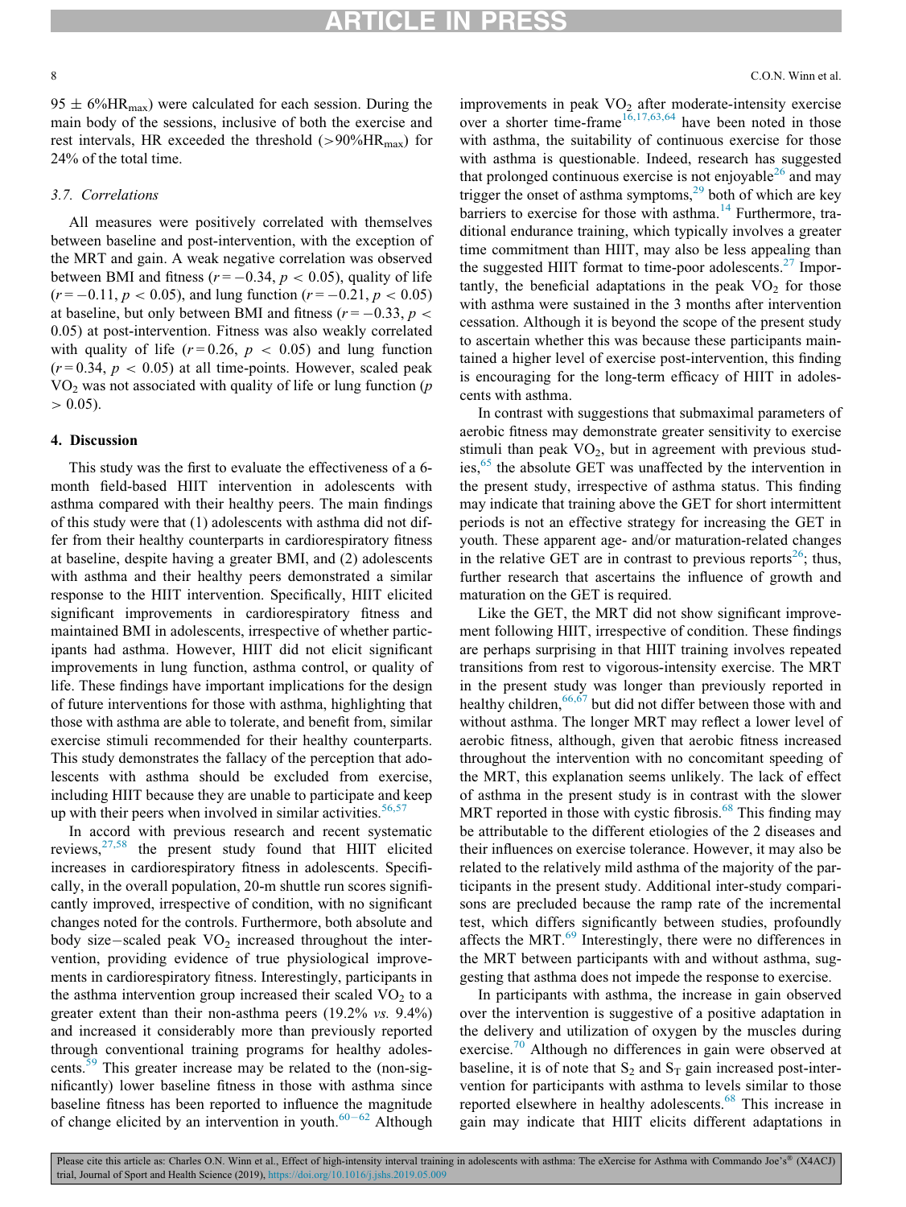95 ± 6%$HR_{max}$) were calculated for each session. During the main body of the sessions, inclusive of both the exercise and rest intervals, HR exceeded the threshold (>90%$HR_{max}$) for 24% of the total time.

### 3.7. Correlations

All measures were positively correlated with themselves between baseline and post-intervention, with the exception of the MRT and gain. A weak negative correlation was observed between BMI and fitness ($r = -0.34$, $p < 0.05$), quality of life ($r = -0.11$, $p < 0.05$), and lung function ($r = -0.21$, $p < 0.05$) at baseline, but only between BMI and fitness ($r = -0.33$, $p < 0.05$) at post-intervention. Fitness was also weakly correlated with quality of life ($r = 0.26$, $p < 0.05$) and lung function ($r = 0.34$, $p < 0.05$) at all time-points. However, scaled peak $VO_2$ was not associated with quality of life or lung function ($p > 0.05$).

## 4. Discussion

This study was the first to evaluate the effectiveness of a 6-month field-based HIIT intervention in adolescents with asthma compared with their healthy peers. The main findings of this study were that (1) adolescents with asthma did not differ from their healthy counterparts in cardiorespiratory fitness at baseline, despite having a greater BMI, and (2) adolescents with asthma and their healthy peers demonstrated a similar response to the HIIT intervention. Specifically, HIIT elicited significant improvements in cardiorespiratory fitness and maintained BMI in adolescents, irrespective of whether participants had asthma. However, HIIT did not elicit significant improvements in lung function, asthma control, or quality of life. These findings have important implications for the design of future interventions for those with asthma, highlighting that those with asthma are able to tolerate, and benefit from, similar exercise stimuli recommended for their healthy counterparts. This study demonstrates the fallacy of the perception that adolescents with asthma should be excluded from exercise, including HIIT because they are unable to participate and keep up with their peers when involved in similar activities.[56,57]

In accord with previous research and recent systematic reviews,[27,58] the present study found that HIIT elicited increases in cardiorespiratory fitness in adolescents. Specifically, in the overall population, 20-m shuttle run scores significantly improved, irrespective of condition, with no significant changes noted for the controls. Furthermore, both absolute and body size−scaled peak $VO_2$ increased throughout the intervention, providing evidence of true physiological improvements in cardiorespiratory fitness. Interestingly, participants in the asthma intervention group increased their scaled $VO_2$ to a greater extent than their non-asthma peers (19.2% *vs.* 9.4%) and increased it considerably more than previously reported through conventional training programs for healthy adolescents.[59] This greater increase may be related to the (non-significantly) lower baseline fitness in those with asthma since baseline fitness has been reported to influence the magnitude of change elicited by an intervention in youth.[60−62] Although improvements in peak $VO_2$ after moderate-intensity exercise over a shorter time-frame[16,17,63,64] have been noted in those with asthma, the suitability of continuous exercise for those with asthma is questionable. Indeed, research has suggested that prolonged continuous exercise is not enjoyable[26] and may trigger the onset of asthma symptoms,[29] both of which are key barriers to exercise for those with asthma.[14] Furthermore, traditional endurance training, which typically involves a greater time commitment than HIIT, may also be less appealing than the suggested HIIT format to time-poor adolescents.[27] Importantly, the beneficial adaptations in the peak $VO_2$ for those with asthma were sustained in the 3 months after intervention cessation. Although it is beyond the scope of the present study to ascertain whether this was because these participants maintained a higher level of exercise post-intervention, this finding is encouraging for the long-term efficacy of HIIT in adolescents with asthma.

In contrast with suggestions that submaximal parameters of aerobic fitness may demonstrate greater sensitivity to exercise stimuli than peak $VO_2$, but in agreement with previous studies,[65] the absolute GET was unaffected by the intervention in the present study, irrespective of asthma status. This finding may indicate that training above the GET for short intermittent periods is not an effective strategy for increasing the GET in youth. These apparent age- and/or maturation-related changes in the relative GET are in contrast to previous reports[26]; thus, further research that ascertains the influence of growth and maturation on the GET is required.

Like the GET, the MRT did not show significant improvement following HIIT, irrespective of condition. These findings are perhaps surprising in that HIIT training involves repeated transitions from rest to vigorous-intensity exercise. The MRT in the present study was longer than previously reported in healthy children,[66,67] but did not differ between those with and without asthma. The longer MRT may reflect a lower level of aerobic fitness, although, given that aerobic fitness increased throughout the intervention with no concomitant speeding of the MRT, this explanation seems unlikely. The lack of effect of asthma in the present study is in contrast with the slower MRT reported in those with cystic fibrosis.[68] This finding may be attributable to the different etiologies of the 2 diseases and their influences on exercise tolerance. However, it may also be related to the relatively mild asthma of the majority of the participants in the present study. Additional inter-study comparisons are precluded because the ramp rate of the incremental test, which differs significantly between studies, profoundly affects the MRT.[69] Interestingly, there were no differences in the MRT between participants with and without asthma, suggesting that asthma does not impede the response to exercise.

In participants with asthma, the increase in gain observed over the intervention is suggestive of a positive adaptation in the delivery and utilization of oxygen by the muscles during exercise.[70] Although no differences in gain were observed at baseline, it is of note that $S_2$ and $S_T$ gain increased post-intervention for participants with asthma to levels similar to those reported elsewhere in healthy adolescents.[68] This increase in gain may indicate that HIIT elicits different adaptations in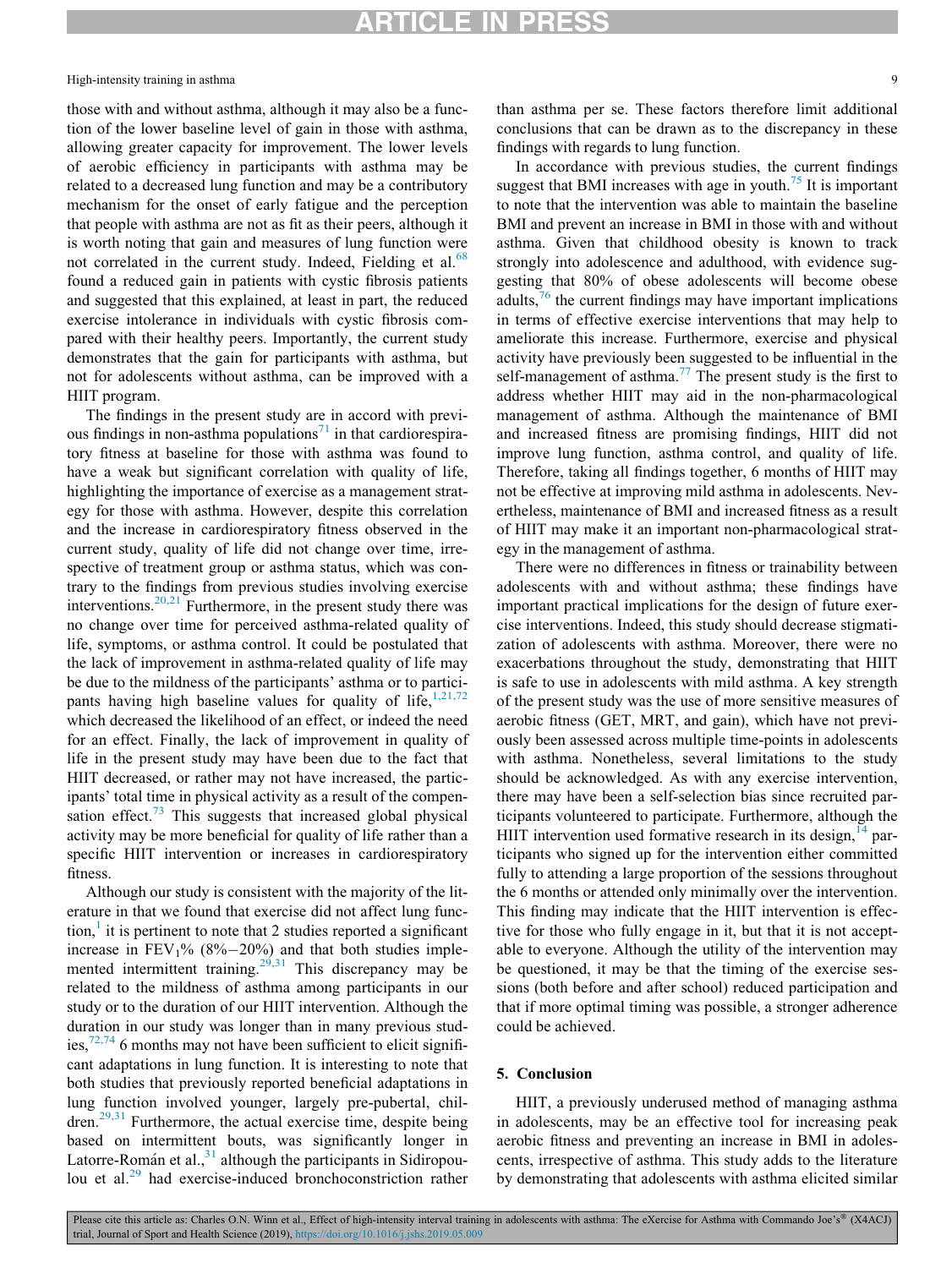those with and without asthma, although it may also be a function of the lower baseline level of gain in those with asthma, allowing greater capacity for improvement. The lower levels of aerobic efficiency in participants with asthma may be related to a decreased lung function and may be a contributory mechanism for the onset of early fatigue and the perception that people with asthma are not as fit as their peers, although it is worth noting that gain and measures of lung function were not correlated in the current study. Indeed, Fielding et al.[68] found a reduced gain in patients with cystic fibrosis patients and suggested that this explained, at least in part, the reduced exercise intolerance in individuals with cystic fibrosis compared with their healthy peers. Importantly, the current study demonstrates that the gain for participants with asthma, but not for adolescents without asthma, can be improved with a HIIT program.

The findings in the present study are in accord with previous findings in non-asthma populations[71] in that cardiorespiratory fitness at baseline for those with asthma was found to have a weak but significant correlation with quality of life, highlighting the importance of exercise as a management strategy for those with asthma. However, despite this correlation and the increase in cardiorespiratory fitness observed in the current study, quality of life did not change over time, irrespective of treatment group or asthma status, which was contrary to the findings from previous studies involving exercise interventions.[20,21] Furthermore, in the present study there was no change over time for perceived asthma-related quality of life, symptoms, or asthma control. It could be postulated that the lack of improvement in asthma-related quality of life may be due to the mildness of the participants' asthma or to participants having high baseline values for quality of life,[1,21,72] which decreased the likelihood of an effect, or indeed the need for an effect. Finally, the lack of improvement in quality of life in the present study may have been due to the fact that HIIT decreased, or rather may not have increased, the participants' total time in physical activity as a result of the compensation effect.[73] This suggests that increased global physical activity may be more beneficial for quality of life rather than a specific HIIT intervention or increases in cardiorespiratory fitness.

Although our study is consistent with the majority of the literature in that we found that exercise did not affect lung function,[1] it is pertinent to note that 2 studies reported a significant increase in $FEV_1$% (8%−20%) and that both studies implemented intermittent training.[29,31] This discrepancy may be related to the mildness of asthma among participants in our study or to the duration of our HIIT intervention. Although the duration in our study was longer than in many previous studies,[72,74] 6 months may not have been sufficient to elicit significant adaptations in lung function. It is interesting to note that both studies that previously reported beneficial adaptations in lung function involved younger, largely pre-pubertal, children.[29,31] Furthermore, the actual exercise time, despite being based on intermittent bouts, was significantly longer in Latorre-Román et al.,[31] although the participants in Sidiropoulou et al.[29] had exercise-induced bronchoconstriction rather than asthma per se. These factors therefore limit additional conclusions that can be drawn as to the discrepancy in these findings with regards to lung function.

In accordance with previous studies, the current findings suggest that BMI increases with age in youth.[75] It is important to note that the intervention was able to maintain the baseline BMI and prevent an increase in BMI in those with and without asthma. Given that childhood obesity is known to track strongly into adolescence and adulthood, with evidence suggesting that 80% of obese adolescents will become obese adults,[76] the current findings may have important implications in terms of effective exercise interventions that may help to ameliorate this increase. Furthermore, exercise and physical activity have previously been suggested to be influential in the self-management of asthma.[77] The present study is the first to address whether HIIT may aid in the non-pharmacological management of asthma. Although the maintenance of BMI and increased fitness are promising findings, HIIT did not improve lung function, asthma control, and quality of life. Therefore, taking all findings together, 6 months of HIIT may not be effective at improving mild asthma in adolescents. Nevertheless, maintenance of BMI and increased fitness as a result of HIIT may make it an important non-pharmacological strategy in the management of asthma.

There were no differences in fitness or trainability between adolescents with and without asthma; these findings have important practical implications for the design of future exercise interventions. Indeed, this study should decrease stigmatization of adolescents with asthma. Moreover, there were no exacerbations throughout the study, demonstrating that HIIT is safe to use in adolescents with mild asthma. A key strength of the present study was the use of more sensitive measures of aerobic fitness (GET, MRT, and gain), which have not previously been assessed across multiple time-points in adolescents with asthma. Nonetheless, several limitations to the study should be acknowledged. As with any exercise intervention, there may have been a self-selection bias since recruited participants volunteered to participate. Furthermore, although the HIIT intervention used formative research in its design,[14] participants who signed up for the intervention either committed fully to attending a large proportion of the sessions throughout the 6 months or attended only minimally over the intervention. This finding may indicate that the HIIT intervention is effective for those who fully engage in it, but that it is not acceptable to everyone. Although the utility of the intervention may be questioned, it may be that the timing of the exercise sessions (both before and after school) reduced participation and that if more optimal timing was possible, a stronger adherence could be achieved.

## 5. Conclusion

HIIT, a previously underused method of managing asthma in adolescents, may be an effective tool for increasing peak aerobic fitness and preventing an increase in BMI in adolescents, irrespective of asthma. This study adds to the literature by demonstrating that adolescents with asthma elicited similar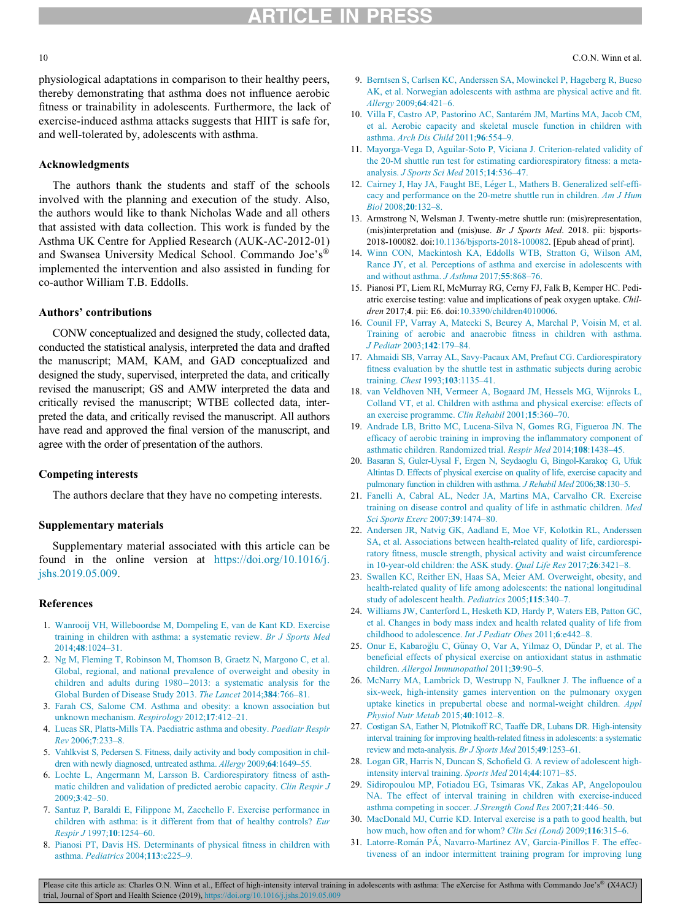physiological adaptations in comparison to their healthy peers, thereby demonstrating that asthma does not influence aerobic fitness or trainability in adolescents. Furthermore, the lack of exercise-induced asthma attacks suggests that HIIT is safe for, and well-tolerated by, adolescents with asthma.

## Acknowledgments

The authors thank the students and staff of the schools involved with the planning and execution of the study. Also, the authors would like to thank Nicholas Wade and all others that assisted with data collection. This work is funded by the Asthma UK Centre for Applied Research (AUK-AC-2012-01) and Swansea University Medical School. Commando Joe's® implemented the intervention and also assisted in funding for co-author William T.B. Eddolls.

## Authors' contributions

CONW conceptualized and designed the study, collected data, conducted the statistical analysis, interpreted the data and drafted the manuscript; MAM, KAM, and GAD conceptualized and designed the study, supervised, interpreted the data, and critically revised the manuscript; GS and AMW interpreted the data and critically revised the manuscript; WTBE collected data, interpreted the data, and critically revised the manuscript. All authors have read and approved the final version of the manuscript, and agree with the order of presentation of the authors.

## Competing interests

The authors declare that they have no competing interests.

## Supplementary materials

Supplementary material associated with this article can be found in the online version at https://doi.org/10.1016/j.jshs.2019.05.009.

## References

1. Wanrooij VH, Willeboordse M, Dompeling E, van de Kant KD. Exercise training in children with asthma: a systematic review. *Br J Sports Med* 2014;**48**:1024–31.
2. Ng M, Fleming T, Robinson M, Thomson B, Graetz N, Margono C, et al. Global, regional, and national prevalence of overweight and obesity in children and adults during 1980–2013: a systematic analysis for the Global Burden of Disease Study 2013. *The Lancet* 2014;**384**:766–81.
3. Farah CS, Salome CM. Asthma and obesity: a known association but unknown mechanism. *Respirology* 2012;**17**:412–21.
4. Lucas SR, Platts-Mills TA. Paediatric asthma and obesity. *Paediatr Respir Rev* 2006;**7**:233–8.
5. Vahlkvist S, Pedersen S. Fitness, daily activity and body composition in children with newly diagnosed, untreated asthma. *Allergy* 2009;**64**:1649–55.
6. Lochte L, Angermann M, Larsson B. Cardiorespiratory fitness of asthmatic children and validation of predicted aerobic capacity. *Clin Respir J* 2009;**3**:42–50.
7. Santuz P, Baraldi E, Filippone M, Zacchello F. Exercise performance in children with asthma: is it different from that of healthy controls? *Eur Respir J* 1997;**10**:1254–60.
8. Pianosi PT, Davis HS. Determinants of physical fitness in children with asthma. *Pediatrics* 2004;**113**:e225–9.
9. Berntsen S, Carlsen KC, Anderssen SA, Mowinckel P, Hageberg R, Bueso AK, et al. Norwegian adolescents with asthma are physical active and fit. *Allergy* 2009;**64**:421–6.
10. Villa F, Castro AP, Pastorino AC, Santarém JM, Martins MA, Jacob CM, et al. Aerobic capacity and skeletal muscle function in children with asthma. *Arch Dis Child* 2011;**96**:554–9.
11. Mayorga-Vega D, Aguilar-Soto P, Viciana J. Criterion-related validity of the 20-M shuttle run test for estimating cardiorespiratory fitness: a meta-analysis. *J Sports Sci Med* 2015;**14**:536–47.
12. Cairney J, Hay JA, Faught BE, Léger L, Mathers B. Generalized self-efficacy and performance on the 20-metre shuttle run in children. *Am J Hum Biol* 2008;**20**:132–8.
13. Armstrong N, Welsman J. Twenty-metre shuttle run: (mis)representation, (mis)interpretation and (mis)use. *Br J Sports Med*. 2018. pii: bjsports-2018-100082. doi:10.1136/bjsports-2018-100082. [Epub ahead of print].
14. Winn CON, Mackintosh KA, Eddolls WTB, Stratton G, Wilson AM, Rance JY, et al. Perceptions of asthma and exercise in adolescents with and without asthma. *J Asthma* 2017;**55**:868–76.
15. Pianosi PT, Liem RI, McMurray RG, Cerny FJ, Falk B, Kemper HC. Pediatric exercise testing: value and implications of peak oxygen uptake. *Children* 2017;**4**. pii: E6. doi:10.3390/children4010006.
16. Counil FP, Varray A, Matecki S, Beurey A, Marchal P, Voisin M, et al. Training of aerobic and anaerobic fitness in children with asthma. *J Pediatr* 2003;**142**:179–84.
17. Ahmaidi SB, Varray AL, Savy-Pacaux AM, Prefaut CG. Cardiorespiratory fitness evaluation by the shuttle test in asthmatic subjects during aerobic training. *Chest* 1993;**103**:1135–41.
18. van Veldhoven NH, Vermeer A, Bogaard JM, Hessels MG, Wijnroks L, Colland VT, et al. Children with asthma and physical exercise: effects of an exercise programme. *Clin Rehabil* 2001;**15**:360–70.
19. Andrade LB, Britto MC, Lucena-Silva N, Gomes RG, Figueroa JN. The efficacy of aerobic training in improving the inflammatory component of asthmatic children. Randomized trial. *Respir Med* 2014;**108**:1438–45.
20. Basaran S, Guler-Uysal F, Ergen N, Seydaoglu G, Bingol-Karakoç G, Ufuk Altintas D. Effects of physical exercise on quality of life, exercise capacity and pulmonary function in children with asthma. *J Rehabil Med* 2006;**38**:130–5.
21. Fanelli A, Cabral AL, Neder JA, Martins MA, Carvalho CR. Exercise training on disease control and quality of life in asthmatic children. *Med Sci Sports Exerc* 2007;**39**:1474–80.
22. Andersen JR, Natvig GK, Aadland E, Moe VF, Kolotkin RL, Anderssen SA, et al. Associations between health-related quality of life, cardiorespiratory fitness, muscle strength, physical activity and waist circumference in 10-year-old children: the ASK study. *Qual Life Res* 2017;**26**:3421–8.
23. Swallen KC, Reither EN, Haas SA, Meier AM. Overweight, obesity, and health-related quality of life among adolescents: the national longitudinal study of adolescent health. *Pediatrics* 2005;**115**:340–7.
24. Williams JW, Canterford L, Hesketh KD, Hardy P, Waters EB, Patton GC, et al. Changes in body mass index and health related quality of life from childhood to adolescence. *Int J Pediatr Obes* 2011;**6**:e442–8.
25. Onur E, Kabaroğlu C, Günay O, Var A, Yilmaz O, Dündar P, et al. The beneficial effects of physical exercise on antioxidant status in asthmatic children. *Allergol Immunopathol* 2011;**39**:90–5.
26. McNarry MA, Lambrick D, Westrupp N, Faulkner J. The influence of a six-week, high-intensity games intervention on the pulmonary oxygen uptake kinetics in prepubertal obese and normal-weight children. *Appl Physiol Nutr Metab* 2015;**40**:1012–8.
27. Costigan SA, Eather N, Plotnikoff RC, Taaffe DR, Lubans DR. High-intensity interval training for improving health-related fitness in adolescents: a systematic review and meta-analysis. *Br J Sports Med* 2015;**49**:1253–61.
28. Logan GR, Harris N, Duncan S, Schofield G. A review of adolescent high-intensity interval training. *Sports Med* 2014;**44**:1071–85.
29. Sidiropoulou MP, Fotiadou EG, Tsimaras VK, Zakas AP, Angelopoulou NA. The effect of interval training in children with exercise-induced asthma competing in soccer. *J Strength Cond Res* 2007;**21**:446–50.
30. MacDonald MJ, Currie KD. Interval exercise is a path to good health, but how much, how often and for whom? *Clin Sci (Lond)* 2009;**116**:315–6.
31. Latorre-Román PÁ, Navarro-Martinez AV, Garcia-Pinillos F. The effectiveness of an indoor intermittent training program for improving lung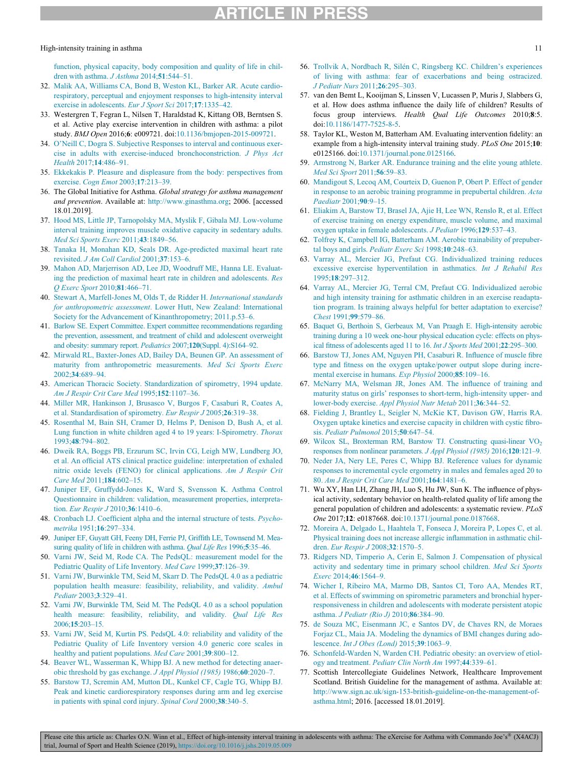function, physical capacity, body composition and quality of life in children with asthma. *J Asthma* 2014;**51**:544–51.

32. Malik AA, Williams CA, Bond B, Weston KL, Barker AR. Acute cardiorespiratory, perceptual and enjoyment responses to high-intensity interval exercise in adolescents. *Eur J Sport Sci* 2017;**17**:1335–42.
33. Westergren T, Fegran L, Nilsen T, Haraldstad K, Kittang OB, Berntsen S. et al. Active play exercise intervention in children with asthma: a pilot study. *BMJ Open* 2016;**6**: e009721. doi:10.1136/bmjopen-2015-009721.
34. O'Neill C, Dogra S. Subjective Responses to interval and continuous exercise in adults with exercise-induced bronchoconstriction. *J Phys Act Health* 2017;**14**:486–91.
35. Ekkekakis P. Pleasure and displeasure from the body: perspectives from exercise. *Cogn Emot* 2003;**17**:213–39.
36. The Global Initiative for Asthma. *Global strategy for asthma management and prevention*. Available at: http://www.ginasthma.org; 2006. [accessed 18.01.2019].
37. Hood MS, Little JP, Tarnopolsky MA, Myslik F, Gibala MJ. Low-volume interval training improves muscle oxidative capacity in sedentary adults. *Med Sci Sports Exerc* 2011;**43**:1849–56.
38. Tanaka H, Monahan KD, Seals DR. Age-predicted maximal heart rate revisited. *J Am Coll Cardiol* 2001;**37**:153–6.
39. Mahon AD, Marjerrison AD, Lee JD, Woodruff ME, Hanna LE. Evaluating the prediction of maximal heart rate in children and adolescents. *Res Q Exerc Sport* 2010;**81**:466–71.
40. Stewart A, Marfell-Jones M, Olds T, de Ridder H. *International standards for anthropometric assessment*. Lower Hutt, New Zealand: International Society for the Advancement of Kinanthropometry; 2011.p.53–6.
41. Barlow SE. Expert Committee. Expert committee recommendations regarding the prevention, assessment, and treatment of child and adolescent overweight and obesity: summary report. *Pediatrics* 2007;**120**(Suppl. 4):S164–92.
42. Mirwald RL, Baxter-Jones AD, Bailey DA, Beunen GP. An assessment of maturity from anthropometric measurements. *Med Sci Sports Exerc* 2002;**34**:689–94.
43. American Thoracic Society. Standardization of spirometry, 1994 update. *Am J Respir Crit Care Med* 1995;**152**:1107–36.
44. Miller MR, Hankinson J, Brusasco V, Burgos F, Casaburi R, Coates A, et al. Standardisation of spirometry. *Eur Respir J* 2005;**26**:319–38.
45. Rosenthal M, Bain SH, Cramer D, Helms P, Denison D, Bush A, et al. Lung function in white children aged 4 to 19 years: I-Spirometry. *Thorax* 1993;**48**:794–802.
46. Dweik RA, Boggs PB, Erzurum SC, Irvin CG, Leigh MW, Lundberg JO, et al. An official ATS clinical practice guideline: interpretation of exhaled nitric oxide levels (FENO) for clinical applications. *Am J Respir Crit Care Med* 2011;**184**:602–15.
47. Juniper EF, Gruffydd-Jones K, Ward S, Svensson K. Asthma Control Questionnaire in children: validation, measurement properties, interpretation. *Eur Respir J* 2010;**36**:1410–6.
48. Cronbach LJ. Coefficient alpha and the internal structure of tests. *Psychometrika* 1951;**16**:297–334.
49. Juniper EF, Guyatt GH, Feeny DH, Ferrie PJ, Griffith LE, Townsend M. Measuring quality of life in children with asthma. *Qual Life Res* 1996;**5**:35–46.
50. Varni JW, Seid M, Rode CA. The PedsQL: measurement model for the Pediatric Quality of Life Inventory. *Med Care* 1999;**37**:126–39.
51. Varni JW, Burwinkle TM, Seid M, Skarr D. The PedsQL 4.0 as a pediatric population health measure: feasibility, reliability, and validity. *Ambul Pediatr* 2003;**3**:329–41.
52. Varni JW, Burwinkle TM, Seid M. The PedsQL 4.0 as a school population health measure: feasibility, reliability, and validity. *Qual Life Res* 2006;**15**:203–15.
53. Varni JW, Seid M, Kurtin PS. PedsQL 4.0: reliability and validity of the Pediatric Quality of Life Inventory version 4.0 generic core scales in healthy and patient populations. *Med Care* 2001;**39**:800–12.
54. Beaver WL, Wasserman K, Whipp BJ. A new method for detecting anaerobic threshold by gas exchange. *J Appl Physiol (1985)* 1986;**60**:2020–7.
55. Barstow TJ, Scremin AM, Mutton DL, Kunkel CF, Cagle TG, Whipp BJ. Peak and kinetic cardiorespiratory responses during arm and leg exercise in patients with spinal cord injury. *Spinal Cord* 2000;**38**:340–5.
56. Trollvik A, Nordbach R, Silén C, Ringsberg KC. Children's experiences of living with asthma: fear of exacerbations and being ostracized. *J Pediatr Nurs* 2011;**26**:295–303.
57. van den Bemt L, Kooijman S, Linssen V, Lucassen P, Muris J, Slabbers G, et al. How does asthma influence the daily life of children? Results of focus group interviews. *Health Qual Life Outcomes* 2010;**8**:5. doi:10.1186/1477-7525-8-5.
58. Taylor KL, Weston M, Batterham AM. Evaluating intervention fidelity: an example from a high-intensity interval training study. *PLoS One* 2015;**10**: e0125166. doi:10.1371/journal.pone.0125166.
59. Armstrong N, Barker AR. Endurance training and the elite young athlete. *Med Sci Sport* 2011;**56**:59–83.
60. Mandigout S, Lecoq AM, Courteix D, Guenon P, Obert P. Effect of gender in response to an aerobic training programme in prepubertal children. *Acta Paediatr* 2001;**90**:9–15.
61. Eliakim A, Barstow TJ, Brasel JA, Ajie H, Lee WN, Renslo R, et al. Effect of exercise training on energy expenditure, muscle volume, and maximal oxygen uptake in female adolescents. *J Pediatr* 1996;**129**:537–43.
62. Tolfrey K, Campbell IG, Batterham AM. Aerobic trainability of prepubertal boys and girls. *Pediatr Exerc Sci* 1998;**10**:248–63.
63. Varray AL, Mercier JG, Prefaut CG. Individualized training reduces excessive exercise hyperventilation in asthmatics. *Int J Rehabil Res* 1995;**18**:297–312.
64. Varray AL, Mercier JG, Terral CM, Prefaut CG. Individualized aerobic and high intensity training for asthmatic children in an exercise readaptation program. Is training always helpful for better adaptation to exercise? *Chest* 1991;**99**:579–86.
65. Baquet G, Berthoin S, Gerbeaux M, Van Praagh E. High-intensity aerobic training during a 10 week one-hour physical education cycle: effects on physical fitness of adolescents aged 11 to 16. *Int J Sports Med* 2001;**22**:295–300.
66. Barstow TJ, Jones AM, Nguyen PH, Casaburi R. Influence of muscle fibre type and fitness on the oxygen uptake/power output slope during incremental exercise in humans. *Exp Physiol* 2000;**85**:109–16.
67. McNarry MA, Welsman JR, Jones AM. The influence of training and maturity status on girls' responses to short-term, high-intensity upper- and lower-body exercise. *Appl Physiol Nutr Metab* 2011;**36**:344–52.
68. Fielding J, Brantley L, Seigler N, McKie KT, Davison GW, Harris RA. Oxygen uptake kinetics and exercise capacity in children with cystic fibrosis. *Pediatr Pulmonol* 2015;**50**:647–54.
69. Wilcox SL, Broxterman RM, Barstow TJ. Constructing quasi-linear $VO_2$ responses from nonlinear parameters. *J Appl Physiol (1985)* 2016;**120**:121–9.
70. Neder JA, Nery LE, Peres C, Whipp BJ. Reference values for dynamic responses to incremental cycle ergometry in males and females aged 20 to 80. *Am J Respir Crit Care Med* 2001;**164**:1481–6.
71. Wu XY, Han LH, Zhang JH, Luo S, Hu JW, Sun K. The influence of physical activity, sedentary behavior on health-related quality of life among the general population of children and adolescents: a systematic review. *PLoS One* 2017;**12**: e0187668. doi:10.1371/journal.pone.0187668.
72. Moreira A, Delgado L, Haahtela T, Fonseca J, Moreira P, Lopes C, et al. Physical training does not increase allergic inflammation in asthmatic children. *Eur Respir J* 2008;**32**:1570–5.
73. Ridgers ND, Timperio A, Cerin E, Salmon J. Compensation of physical activity and sedentary time in primary school children. *Med Sci Sports Exerc* 2014;**46**:1564–9.
74. Wicher I, Ribeiro MA, Marmo DB, Santos CI, Toro AA, Mendes RT, et al. Effects of swimming on spirometric parameters and bronchial hyperresponsiveness in children and adolescents with moderate persistent atopic asthma. *J Pediatr (Rio J)* 2010;**86**:384–90.
75. de Souza MC, Eisenmann JC, e Santos DV, de Chaves RN, de Moraes Forjaz CL, Maia JA. Modeling the dynamics of BMI changes during adolescence. *Int J Obes (Lond)* 2015;**39**:1063–9.
76. Schonfeld-Warden N, Warden CH. Pediatric obesity: an overview of etiology and treatment. *Pediatr Clin North Am* 1997;**44**:339–61.
77. Scottish Intercollegiate Guidelines Network, Healthcare Improvement Scotland. British Guideline for the management of asthma. Available at: http://www.sign.ac.uk/sign-153-british-guideline-on-the-management-of-asthma.html; 2016. [accessed 18.01.2019].

Please cite this article as: Charles O.N. Winn et al., Effect of high-intensity interval training in adolescents with asthma: The eXercise for Asthma with Commando Joe's® (X4ACJ) trial, Journal of Sport and Health Science (2019), https://doi.org/10.1016/j.jshs.2019.05.009